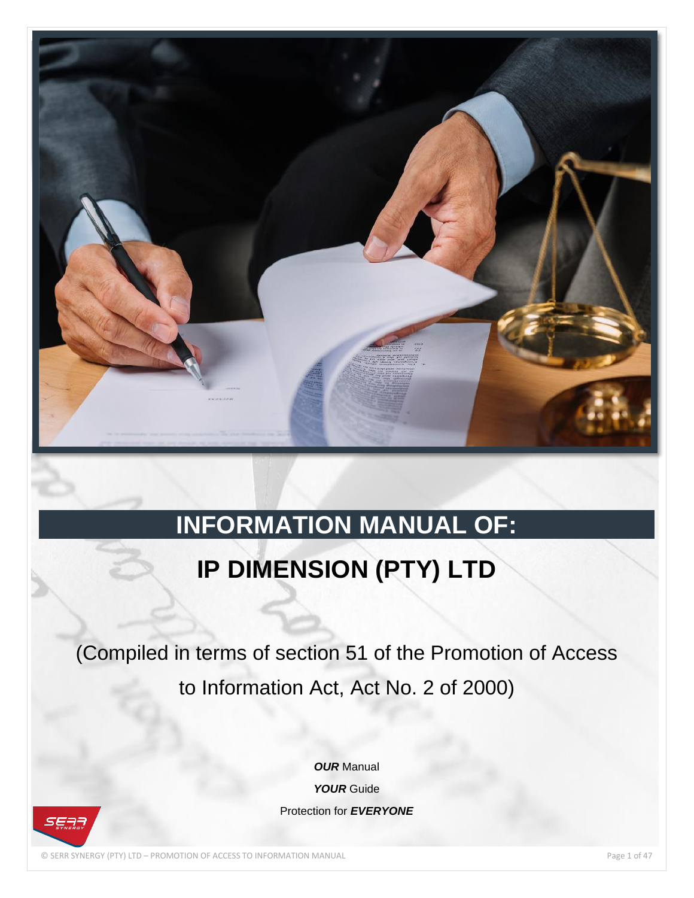# INFORMATION MANUAL OF:

## IP DIMENSION (PTY) LTD

(Compiled in terms of section 51 of the Promotion of Access to Information Act, Act No. 2 of 2000)

***OUR*** Manual

***YOUR*** Guide

Protection for ***EVERYONE***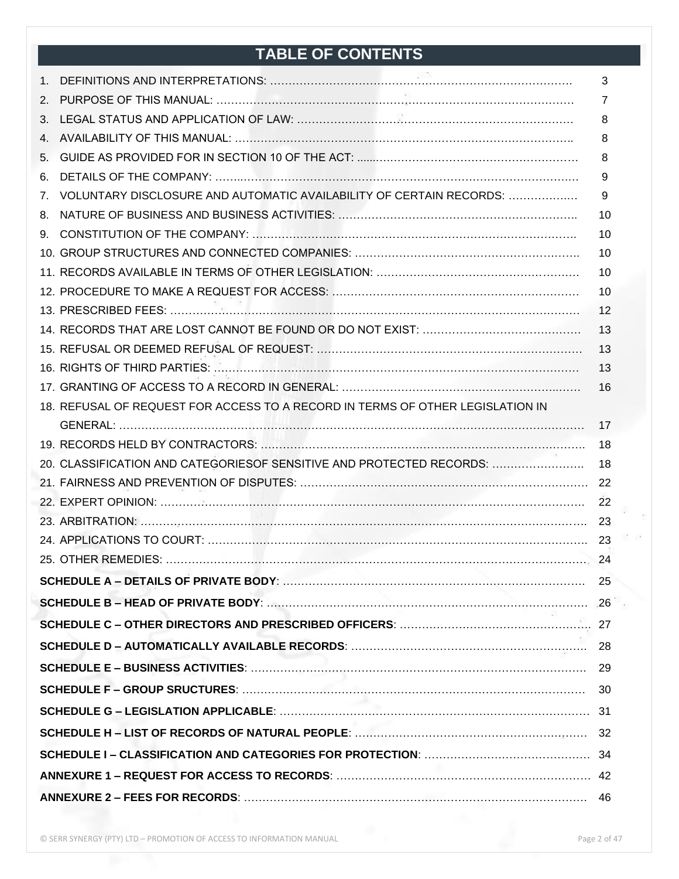# TABLE OF CONTENTS

1. DEFINITIONS AND INTERPRETATIONS: ………… 3
2. PURPOSE OF THIS MANUAL: ………… 7
3. LEGAL STATUS AND APPLICATION OF LAW: ………… 8
4. AVAILABILITY OF THIS MANUAL: ………… 8
5. GUIDE AS PROVIDED FOR IN SECTION 10 OF THE ACT: ………… 8
6. DETAILS OF THE COMPANY: ………… 9
7. VOLUNTARY DISCLOSURE AND AUTOMATIC AVAILABILITY OF CERTAIN RECORDS: ………… 9
8. NATURE OF BUSINESS AND BUSINESS ACTIVITIES: ………… 10
9. CONSTITUTION OF THE COMPANY: ………… 10
10. GROUP STRUCTURES AND CONNECTED COMPANIES: ………… 10
11. RECORDS AVAILABLE IN TERMS OF OTHER LEGISLATION: ………… 10
12. PROCEDURE TO MAKE A REQUEST FOR ACCESS: ………… 10
13. PRESCRIBED FEES: ………… 12
14. RECORDS THAT ARE LOST CANNOT BE FOUND OR DO NOT EXIST: ………… 13
15. REFUSAL OR DEEMED REFUSAL OF REQUEST: ………… 13
16. RIGHTS OF THIRD PARTIES: ………… 13
17. GRANTING OF ACCESS TO A RECORD IN GENERAL: ………… 16
18. REFUSAL OF REQUEST FOR ACCESS TO A RECORD IN TERMS OF OTHER LEGISLATION IN GENERAL: ………… 17
19. RECORDS HELD BY CONTRACTORS: ………… 18
20. CLASSIFICATION AND CATEGORIESOF SENSITIVE AND PROTECTED RECORDS: ………… 18
21. FAIRNESS AND PREVENTION OF DISPUTES: ………… 22
22. EXPERT OPINION: ………… 22
23. ARBITRATION: ………… 23
24. APPLICATIONS TO COURT: ………… 23
25. OTHER REMEDIES: ………… 24

**SCHEDULE A – DETAILS OF PRIVATE BODY**: ………… 25

**SCHEDULE B – HEAD OF PRIVATE BODY**: ………… 26

**SCHEDULE C – OTHER DIRECTORS AND PRESCRIBED OFFICERS**: ………… 27

**SCHEDULE D – AUTOMATICALLY AVAILABLE RECORDS**: ………… 28

**SCHEDULE E – BUSINESS ACTIVITIES**: ………… 29

**SCHEDULE F – GROUP SRUCTURES**: ………… 30

**SCHEDULE G – LEGISLATION APPLICABLE**: ………… 31

**SCHEDULE H – LIST OF RECORDS OF NATURAL PEOPLE**: ………… 32

**SCHEDULE I – CLASSIFICATION AND CATEGORIES FOR PROTECTION**: ………… 34

**ANNEXURE 1 – REQUEST FOR ACCESS TO RECORDS**: ………… 42

**ANNEXURE 2 – FEES FOR RECORDS**: ………… 46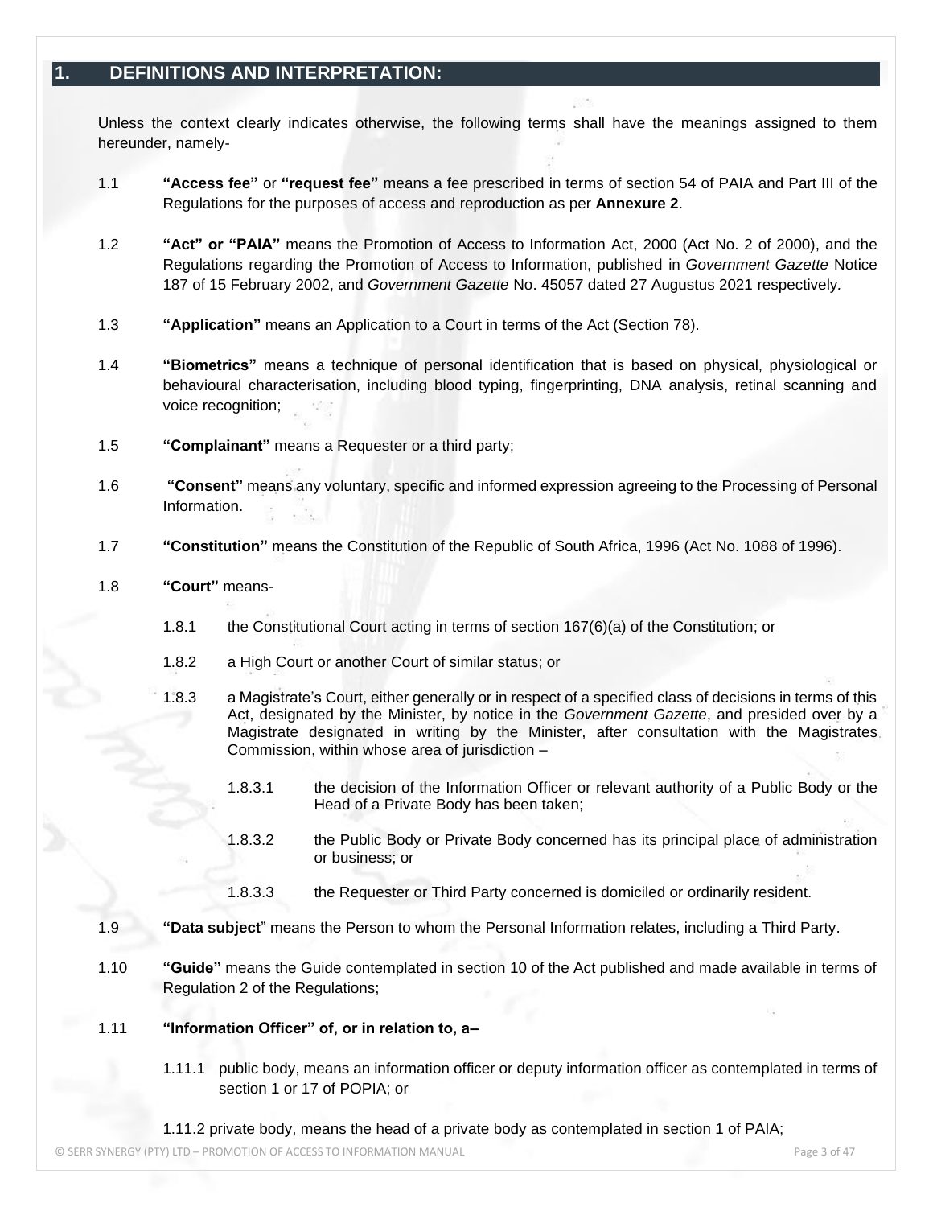## 1. DEFINITIONS AND INTERPRETATION:

Unless the context clearly indicates otherwise, the following terms shall have the meanings assigned to them hereunder, namely-

1.1 **"Access fee"** or **"request fee"** means a fee prescribed in terms of section 54 of PAIA and Part III of the Regulations for the purposes of access and reproduction as per **Annexure 2**.

1.2 **"Act" or "PAIA"** means the Promotion of Access to Information Act, 2000 (Act No. 2 of 2000), and the Regulations regarding the Promotion of Access to Information, published in *Government Gazette* Notice 187 of 15 February 2002, and *Government Gazette* No. 45057 dated 27 Augustus 2021 respectively.

1.3 **"Application"** means an Application to a Court in terms of the Act (Section 78).

1.4 **"Biometrics"** means a technique of personal identification that is based on physical, physiological or behavioural characterisation, including blood typing, fingerprinting, DNA analysis, retinal scanning and voice recognition;

1.5 **"Complainant"** means a Requester or a third party;

1.6 **"Consent"** means any voluntary, specific and informed expression agreeing to the Processing of Personal Information.

1.7 **"Constitution"** means the Constitution of the Republic of South Africa, 1996 (Act No. 1088 of 1996).

1.8 **"Court"** means-

1.8.1 the Constitutional Court acting in terms of section 167(6)(a) of the Constitution; or

1.8.2 a High Court or another Court of similar status; or

1.8.3 a Magistrate's Court, either generally or in respect of a specified class of decisions in terms of this Act, designated by the Minister, by notice in the *Government Gazette*, and presided over by a Magistrate designated in writing by the Minister, after consultation with the Magistrates Commission, within whose area of jurisdiction –

1.8.3.1 the decision of the Information Officer or relevant authority of a Public Body or the Head of a Private Body has been taken;

1.8.3.2 the Public Body or Private Body concerned has its principal place of administration or business; or

1.8.3.3 the Requester or Third Party concerned is domiciled or ordinarily resident.

1.9 **"Data subject"** means the Person to whom the Personal Information relates, including a Third Party.

1.10 **"Guide"** means the Guide contemplated in section 10 of the Act published and made available in terms of Regulation 2 of the Regulations;

1.11 **"Information Officer" of, or in relation to, a–**

1.11.1 public body, means an information officer or deputy information officer as contemplated in terms of section 1 or 17 of POPIA; or

1.11.2 private body, means the head of a private body as contemplated in section 1 of PAIA;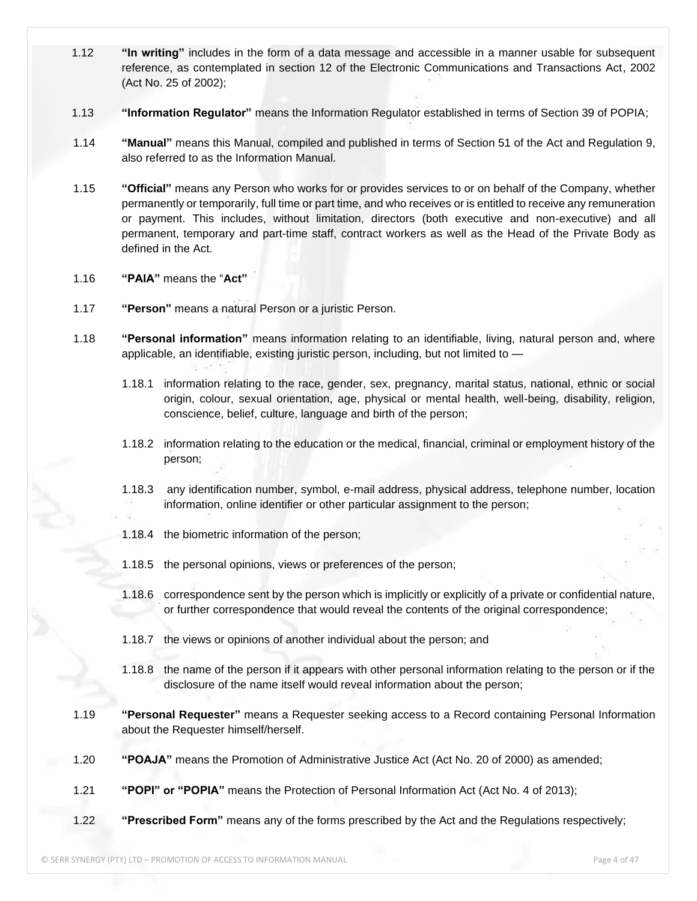1.12 **"In writing"** includes in the form of a data message and accessible in a manner usable for subsequent reference, as contemplated in section 12 of the Electronic Communications and Transactions Act, 2002 (Act No. 25 of 2002);

1.13 **"Information Regulator"** means the Information Regulator established in terms of Section 39 of POPIA;

1.14 **"Manual"** means this Manual, compiled and published in terms of Section 51 of the Act and Regulation 9, also referred to as the Information Manual.

1.15 **"Official"** means any Person who works for or provides services to or on behalf of the Company, whether permanently or temporarily, full time or part time, and who receives or is entitled to receive any remuneration or payment. This includes, without limitation, directors (both executive and non-executive) and all permanent, temporary and part-time staff, contract workers as well as the Head of the Private Body as defined in the Act.

1.16 **"PAIA"** means the "**Act"**

1.17 **"Person"** means a natural Person or a juristic Person.

1.18 **"Personal information"** means information relating to an identifiable, living, natural person and, where applicable, an identifiable, existing juristic person, including, but not limited to —

1.18.1 information relating to the race, gender, sex, pregnancy, marital status, national, ethnic or social origin, colour, sexual orientation, age, physical or mental health, well-being, disability, religion, conscience, belief, culture, language and birth of the person;

1.18.2 information relating to the education or the medical, financial, criminal or employment history of the person;

1.18.3 any identification number, symbol, e-mail address, physical address, telephone number, location information, online identifier or other particular assignment to the person;

1.18.4 the biometric information of the person;

1.18.5 the personal opinions, views or preferences of the person;

1.18.6 correspondence sent by the person which is implicitly or explicitly of a private or confidential nature, or further correspondence that would reveal the contents of the original correspondence;

1.18.7 the views or opinions of another individual about the person; and

1.18.8 the name of the person if it appears with other personal information relating to the person or if the disclosure of the name itself would reveal information about the person;

1.19 **"Personal Requester"** means a Requester seeking access to a Record containing Personal Information about the Requester himself/herself.

1.20 **"POAJA"** means the Promotion of Administrative Justice Act (Act No. 20 of 2000) as amended;

1.21 **"POPI" or "POPIA"** means the Protection of Personal Information Act (Act No. 4 of 2013);

1.22 **"Prescribed Form"** means any of the forms prescribed by the Act and the Regulations respectively;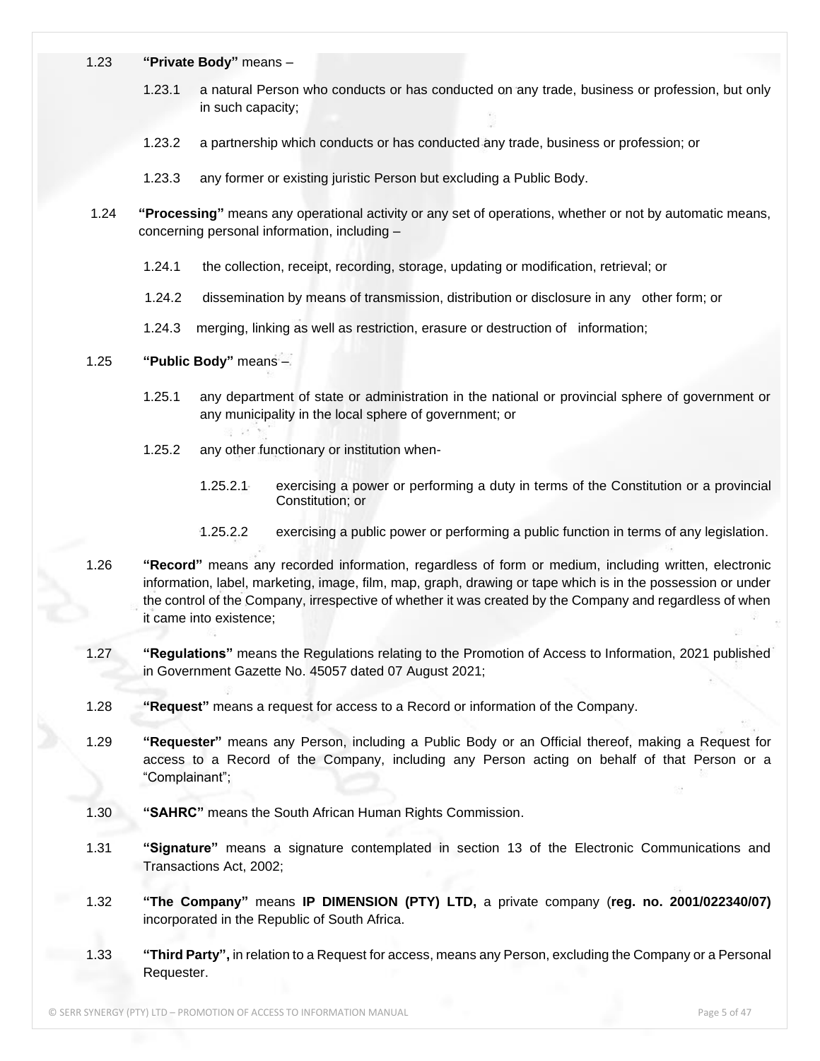1.23 **"Private Body"** means –

1.23.1 a natural Person who conducts or has conducted on any trade, business or profession, but only in such capacity;

1.23.2 a partnership which conducts or has conducted any trade, business or profession; or

1.23.3 any former or existing juristic Person but excluding a Public Body.

1.24 **"Processing"** means any operational activity or any set of operations, whether or not by automatic means, concerning personal information, including –

1.24.1 the collection, receipt, recording, storage, updating or modification, retrieval; or

1.24.2 dissemination by means of transmission, distribution or disclosure in any other form; or

1.24.3 merging, linking as well as restriction, erasure or destruction of information;

1.25 **"Public Body"** means –

1.25.1 any department of state or administration in the national or provincial sphere of government or any municipality in the local sphere of government; or

1.25.2 any other functionary or institution when-

1.25.2.1 exercising a power or performing a duty in terms of the Constitution or a provincial Constitution; or

1.25.2.2 exercising a public power or performing a public function in terms of any legislation.

1.26 **"Record"** means any recorded information, regardless of form or medium, including written, electronic information, label, marketing, image, film, map, graph, drawing or tape which is in the possession or under the control of the Company, irrespective of whether it was created by the Company and regardless of when it came into existence;

1.27 **"Regulations"** means the Regulations relating to the Promotion of Access to Information, 2021 published in Government Gazette No. 45057 dated 07 August 2021;

1.28 **"Request"** means a request for access to a Record or information of the Company.

1.29 **"Requester"** means any Person, including a Public Body or an Official thereof, making a Request for access to a Record of the Company, including any Person acting on behalf of that Person or a "Complainant";

1.30 **"SAHRC"** means the South African Human Rights Commission.

1.31 **"Signature"** means a signature contemplated in section 13 of the Electronic Communications and Transactions Act, 2002;

1.32 **"The Company"** means **IP DIMENSION (PTY) LTD,** a private company (**reg. no. 2001/022340/07)** incorporated in the Republic of South Africa.

1.33 **"Third Party",** in relation to a Request for access, means any Person, excluding the Company or a Personal Requester.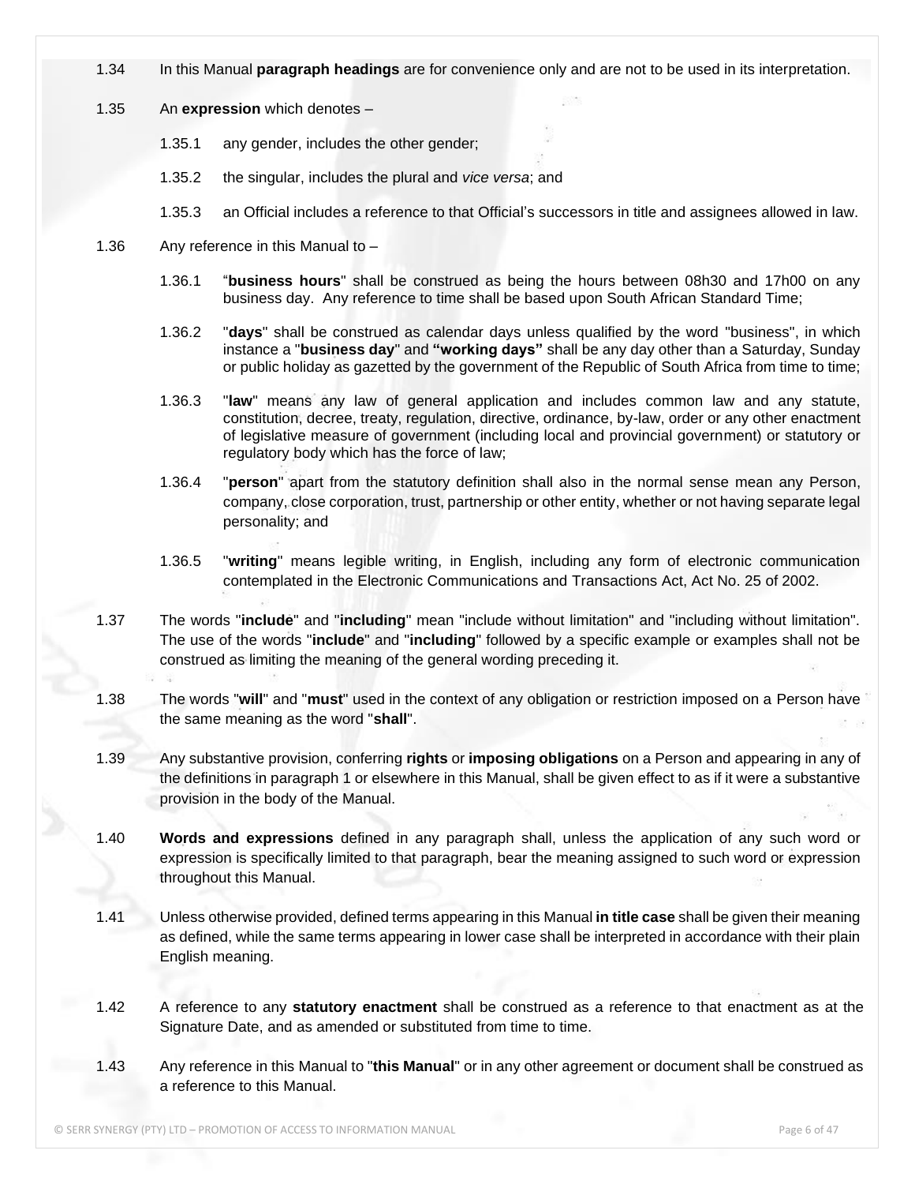1.34 In this Manual **paragraph headings** are for convenience only and are not to be used in its interpretation.

1.35 An **expression** which denotes –

1.35.1 any gender, includes the other gender;

1.35.2 the singular, includes the plural and *vice versa*; and

1.35.3 an Official includes a reference to that Official's successors in title and assignees allowed in law.

1.36 Any reference in this Manual to –

1.36.1 "**business hours**" shall be construed as being the hours between 08h30 and 17h00 on any business day. Any reference to time shall be based upon South African Standard Time;

1.36.2 "**days**" shall be construed as calendar days unless qualified by the word "business", in which instance a "**business day**" and **"working days"** shall be any day other than a Saturday, Sunday or public holiday as gazetted by the government of the Republic of South Africa from time to time;

1.36.3 "**law**" means any law of general application and includes common law and any statute, constitution, decree, treaty, regulation, directive, ordinance, by-law, order or any other enactment of legislative measure of government (including local and provincial government) or statutory or regulatory body which has the force of law;

1.36.4 "**person**" apart from the statutory definition shall also in the normal sense mean any Person, company, close corporation, trust, partnership or other entity, whether or not having separate legal personality; and

1.36.5 "**writing**" means legible writing, in English, including any form of electronic communication contemplated in the Electronic Communications and Transactions Act, Act No. 25 of 2002.

1.37 The words "**include**" and "**including**" mean "include without limitation" and "including without limitation". The use of the words "**include**" and "**including**" followed by a specific example or examples shall not be construed as limiting the meaning of the general wording preceding it.

1.38 The words "**will**" and "**must**" used in the context of any obligation or restriction imposed on a Person have the same meaning as the word "**shall**".

1.39 Any substantive provision, conferring **rights** or **imposing obligations** on a Person and appearing in any of the definitions in paragraph 1 or elsewhere in this Manual, shall be given effect to as if it were a substantive provision in the body of the Manual.

1.40 **Words and expressions** defined in any paragraph shall, unless the application of any such word or expression is specifically limited to that paragraph, bear the meaning assigned to such word or expression throughout this Manual.

1.41 Unless otherwise provided, defined terms appearing in this Manual **in title case** shall be given their meaning as defined, while the same terms appearing in lower case shall be interpreted in accordance with their plain English meaning.

1.42 A reference to any **statutory enactment** shall be construed as a reference to that enactment as at the Signature Date, and as amended or substituted from time to time.

1.43 Any reference in this Manual to "**this Manual**" or in any other agreement or document shall be construed as a reference to this Manual.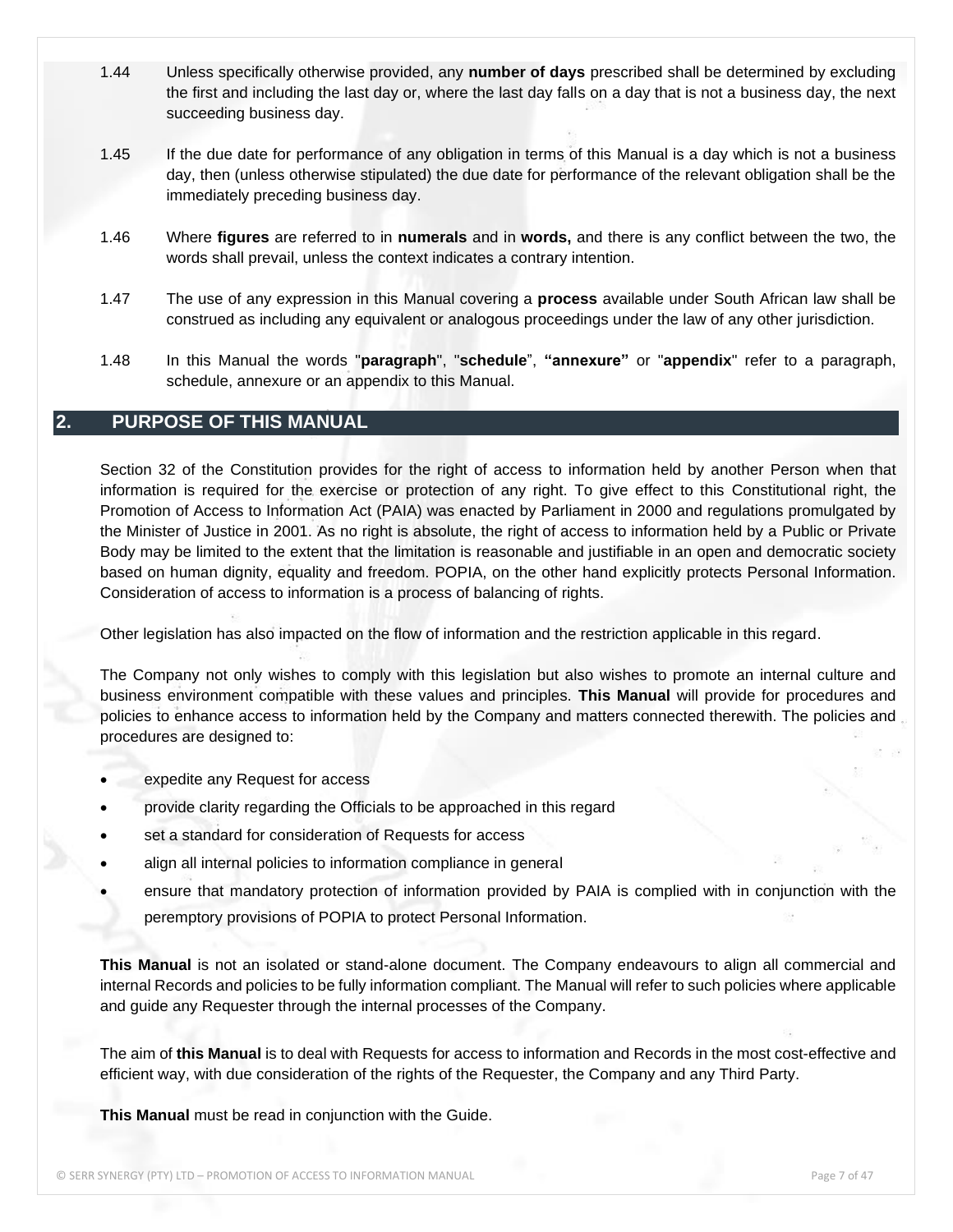1.44 Unless specifically otherwise provided, any **number of days** prescribed shall be determined by excluding the first and including the last day or, where the last day falls on a day that is not a business day, the next succeeding business day.

1.45 If the due date for performance of any obligation in terms of this Manual is a day which is not a business day, then (unless otherwise stipulated) the due date for performance of the relevant obligation shall be the immediately preceding business day.

1.46 Where **figures** are referred to in **numerals** and in **words,** and there is any conflict between the two, the words shall prevail, unless the context indicates a contrary intention.

1.47 The use of any expression in this Manual covering a **process** available under South African law shall be construed as including any equivalent or analogous proceedings under the law of any other jurisdiction.

1.48 In this Manual the words "**paragraph**", "**schedule**", **"annexure"** or "**appendix**" refer to a paragraph, schedule, annexure or an appendix to this Manual.

## 2. PURPOSE OF THIS MANUAL

Section 32 of the Constitution provides for the right of access to information held by another Person when that information is required for the exercise or protection of any right. To give effect to this Constitutional right, the Promotion of Access to Information Act (PAIA) was enacted by Parliament in 2000 and regulations promulgated by the Minister of Justice in 2001. As no right is absolute, the right of access to information held by a Public or Private Body may be limited to the extent that the limitation is reasonable and justifiable in an open and democratic society based on human dignity, equality and freedom. POPIA, on the other hand explicitly protects Personal Information. Consideration of access to information is a process of balancing of rights.

Other legislation has also impacted on the flow of information and the restriction applicable in this regard.

The Company not only wishes to comply with this legislation but also wishes to promote an internal culture and business environment compatible with these values and principles. **This Manual** will provide for procedures and policies to enhance access to information held by the Company and matters connected therewith. The policies and procedures are designed to:

- expedite any Request for access
- provide clarity regarding the Officials to be approached in this regard
- set a standard for consideration of Requests for access
- align all internal policies to information compliance in general
- ensure that mandatory protection of information provided by PAIA is complied with in conjunction with the peremptory provisions of POPIA to protect Personal Information.

**This Manual** is not an isolated or stand-alone document. The Company endeavours to align all commercial and internal Records and policies to be fully information compliant. The Manual will refer to such policies where applicable and guide any Requester through the internal processes of the Company.

The aim of **this Manual** is to deal with Requests for access to information and Records in the most cost-effective and efficient way, with due consideration of the rights of the Requester, the Company and any Third Party.

**This Manual** must be read in conjunction with the Guide.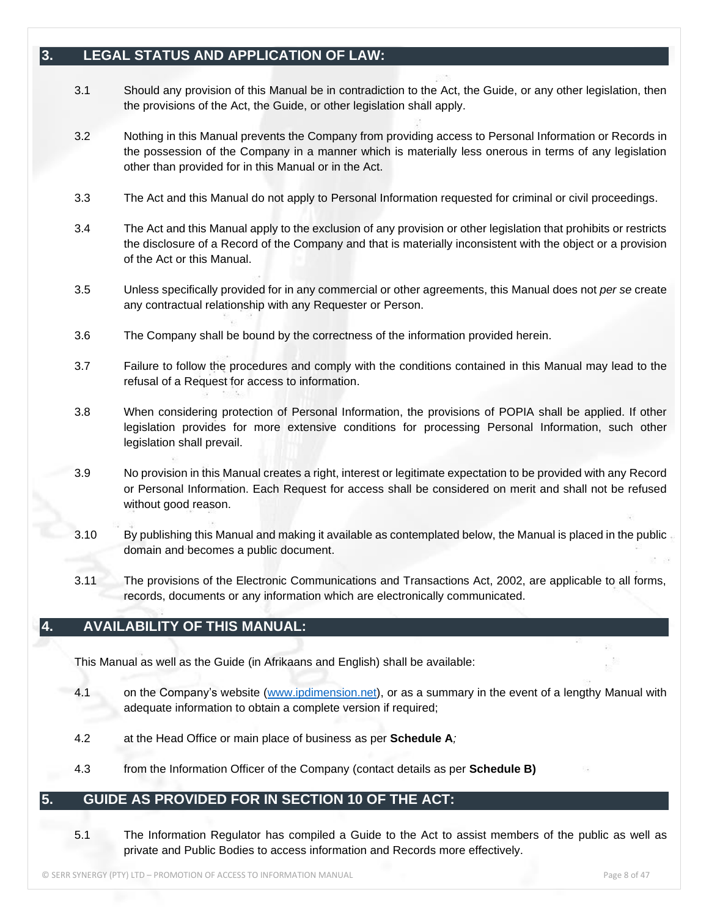## 3. LEGAL STATUS AND APPLICATION OF LAW:

3.1 Should any provision of this Manual be in contradiction to the Act, the Guide, or any other legislation, then the provisions of the Act, the Guide, or other legislation shall apply.

3.2 Nothing in this Manual prevents the Company from providing access to Personal Information or Records in the possession of the Company in a manner which is materially less onerous in terms of any legislation other than provided for in this Manual or in the Act.

3.3 The Act and this Manual do not apply to Personal Information requested for criminal or civil proceedings.

3.4 The Act and this Manual apply to the exclusion of any provision or other legislation that prohibits or restricts the disclosure of a Record of the Company and that is materially inconsistent with the object or a provision of the Act or this Manual.

3.5 Unless specifically provided for in any commercial or other agreements, this Manual does not *per se* create any contractual relationship with any Requester or Person.

3.6 The Company shall be bound by the correctness of the information provided herein.

3.7 Failure to follow the procedures and comply with the conditions contained in this Manual may lead to the refusal of a Request for access to information.

3.8 When considering protection of Personal Information, the provisions of POPIA shall be applied. If other legislation provides for more extensive conditions for processing Personal Information, such other legislation shall prevail.

3.9 No provision in this Manual creates a right, interest or legitimate expectation to be provided with any Record or Personal Information. Each Request for access shall be considered on merit and shall not be refused without good reason.

3.10 By publishing this Manual and making it available as contemplated below, the Manual is placed in the public domain and becomes a public document.

3.11 The provisions of the Electronic Communications and Transactions Act, 2002, are applicable to all forms, records, documents or any information which are electronically communicated.

## 4. AVAILABILITY OF THIS MANUAL:

This Manual as well as the Guide (in Afrikaans and English) shall be available:

4.1 on the Company's website ([www.ipdimension.net](www.ipdimension.net)), or as a summary in the event of a lengthy Manual with adequate information to obtain a complete version if required;

4.2 at the Head Office or main place of business as per **Schedule A**;

4.3 from the Information Officer of the Company (contact details as per **Schedule B)**

## 5. GUIDE AS PROVIDED FOR IN SECTION 10 OF THE ACT:

5.1 The Information Regulator has compiled a Guide to the Act to assist members of the public as well as private and Public Bodies to access information and Records more effectively.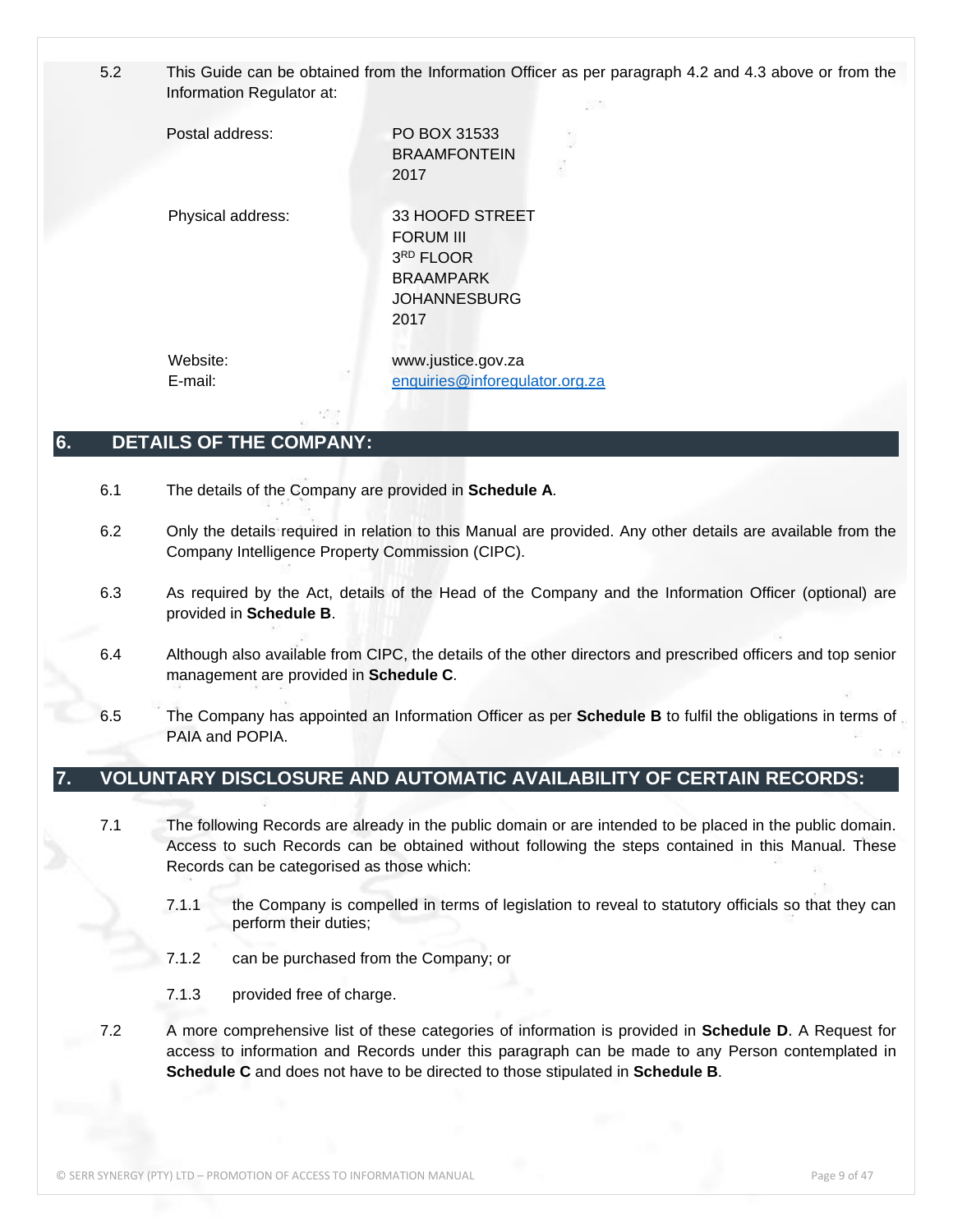5.2 This Guide can be obtained from the Information Officer as per paragraph 4.2 and 4.3 above or from the Information Regulator at:

| | |
|---|---|
| Postal address: | PO BOX 31533<br>BRAAMFONTEIN<br>2017 |
| Physical address: | 33 HOOFD STREET<br>FORUM III<br>3RD FLOOR<br>BRAAMPARK<br>JOHANNESBURG<br>2017 |
| Website: | www.justice.gov.za |
| E-mail: | enquiries@inforegulator.org.za |

## 6. DETAILS OF THE COMPANY:

6.1 The details of the Company are provided in **Schedule A**.

6.2 Only the details required in relation to this Manual are provided. Any other details are available from the Company Intelligence Property Commission (CIPC).

6.3 As required by the Act, details of the Head of the Company and the Information Officer (optional) are provided in **Schedule B**.

6.4 Although also available from CIPC, the details of the other directors and prescribed officers and top senior management are provided in **Schedule C**.

6.5 The Company has appointed an Information Officer as per **Schedule B** to fulfil the obligations in terms of PAIA and POPIA.

## 7. VOLUNTARY DISCLOSURE AND AUTOMATIC AVAILABILITY OF CERTAIN RECORDS:

7.1 The following Records are already in the public domain or are intended to be placed in the public domain. Access to such Records can be obtained without following the steps contained in this Manual. These Records can be categorised as those which:

7.1.1 the Company is compelled in terms of legislation to reveal to statutory officials so that they can perform their duties;

7.1.2 can be purchased from the Company; or

7.1.3 provided free of charge.

7.2 A more comprehensive list of these categories of information is provided in **Schedule D**. A Request for access to information and Records under this paragraph can be made to any Person contemplated in **Schedule C** and does not have to be directed to those stipulated in **Schedule B**.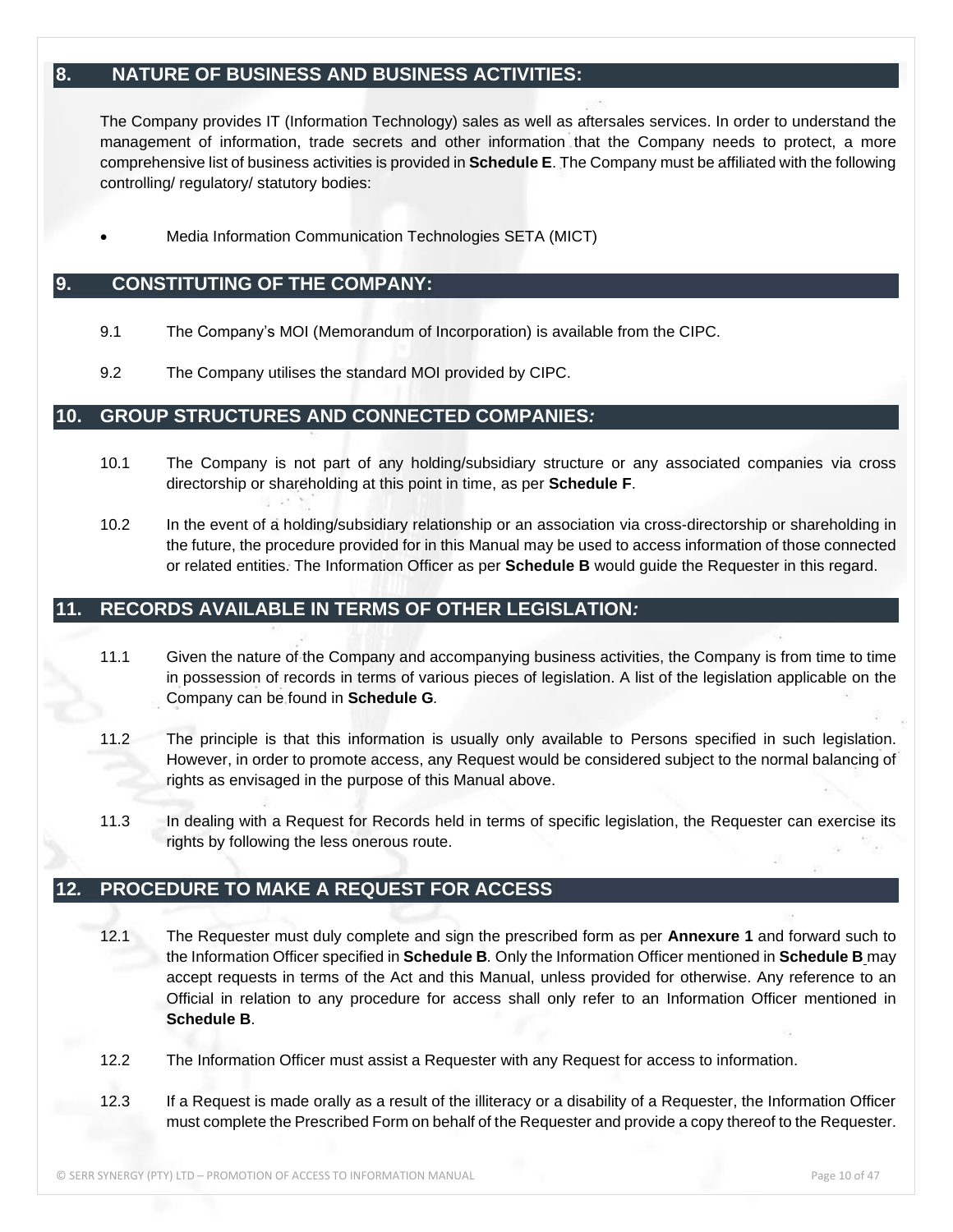## 8. NATURE OF BUSINESS AND BUSINESS ACTIVITIES:

The Company provides IT (Information Technology) sales as well as aftersales services. In order to understand the management of information, trade secrets and other information that the Company needs to protect, a more comprehensive list of business activities is provided in **Schedule E**. The Company must be affiliated with the following controlling/ regulatory/ statutory bodies:

- Media Information Communication Technologies SETA (MICT)

## 9. CONSTITUTING OF THE COMPANY:

9.1 The Company's MOI (Memorandum of Incorporation) is available from the CIPC.

9.2 The Company utilises the standard MOI provided by CIPC.

## 10. GROUP STRUCTURES AND CONNECTED COMPANIES*:*

10.1 The Company is not part of any holding/subsidiary structure or any associated companies via cross directorship or shareholding at this point in time, as per **Schedule F**.

10.2 In the event of a holding/subsidiary relationship or an association via cross-directorship or shareholding in the future, the procedure provided for in this Manual may be used to access information of those connected or related entities. The Information Officer as per **Schedule B** would guide the Requester in this regard.

## 11. RECORDS AVAILABLE IN TERMS OF OTHER LEGISLATION*:*

11.1 Given the nature of the Company and accompanying business activities, the Company is from time to time in possession of records in terms of various pieces of legislation. A list of the legislation applicable on the Company can be found in **Schedule G***.*

11.2 The principle is that this information is usually only available to Persons specified in such legislation. However, in order to promote access, any Request would be considered subject to the normal balancing of rights as envisaged in the purpose of this Manual above.

11.3 In dealing with a Request for Records held in terms of specific legislation, the Requester can exercise its rights by following the less onerous route.

## 12. PROCEDURE TO MAKE A REQUEST FOR ACCESS

12.1 The Requester must duly complete and sign the prescribed form as per **Annexure 1** and forward such to the Information Officer specified in **Schedule B**. Only the Information Officer mentioned in **Schedule B** may accept requests in terms of the Act and this Manual, unless provided for otherwise. Any reference to an Official in relation to any procedure for access shall only refer to an Information Officer mentioned in **Schedule B**.

12.2 The Information Officer must assist a Requester with any Request for access to information.

12.3 If a Request is made orally as a result of the illiteracy or a disability of a Requester, the Information Officer must complete the Prescribed Form on behalf of the Requester and provide a copy thereof to the Requester.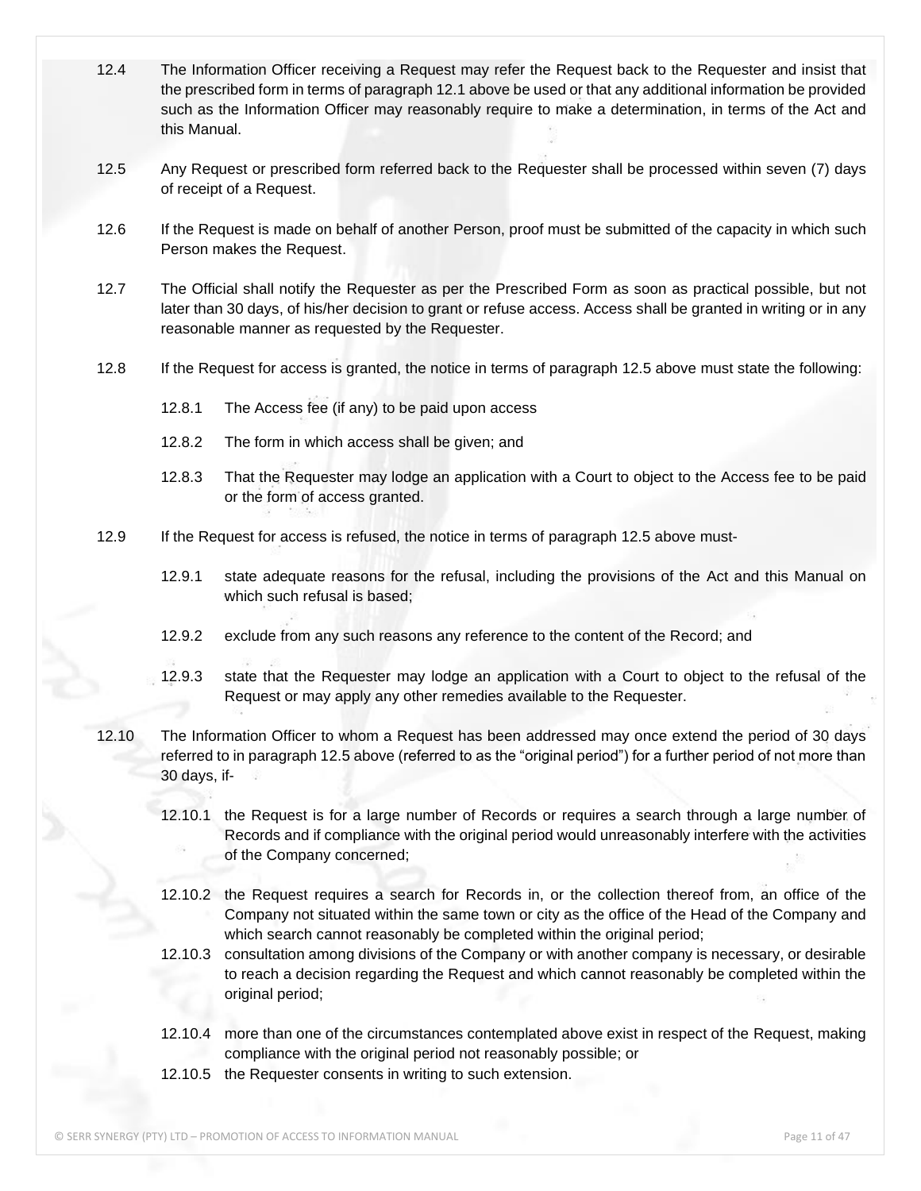12.4 The Information Officer receiving a Request may refer the Request back to the Requester and insist that the prescribed form in terms of paragraph 12.1 above be used or that any additional information be provided such as the Information Officer may reasonably require to make a determination, in terms of the Act and this Manual.

12.5 Any Request or prescribed form referred back to the Requester shall be processed within seven (7) days of receipt of a Request.

12.6 If the Request is made on behalf of another Person, proof must be submitted of the capacity in which such Person makes the Request.

12.7 The Official shall notify the Requester as per the Prescribed Form as soon as practical possible, but not later than 30 days, of his/her decision to grant or refuse access. Access shall be granted in writing or in any reasonable manner as requested by the Requester.

12.8 If the Request for access is granted, the notice in terms of paragraph 12.5 above must state the following:

12.8.1 The Access fee (if any) to be paid upon access

12.8.2 The form in which access shall be given; and

12.8.3 That the Requester may lodge an application with a Court to object to the Access fee to be paid or the form of access granted.

12.9 If the Request for access is refused, the notice in terms of paragraph 12.5 above must-

12.9.1 state adequate reasons for the refusal, including the provisions of the Act and this Manual on which such refusal is based;

12.9.2 exclude from any such reasons any reference to the content of the Record; and

12.9.3 state that the Requester may lodge an application with a Court to object to the refusal of the Request or may apply any other remedies available to the Requester.

12.10 The Information Officer to whom a Request has been addressed may once extend the period of 30 days referred to in paragraph 12.5 above (referred to as the "original period") for a further period of not more than 30 days, if-

12.10.1 the Request is for a large number of Records or requires a search through a large number of Records and if compliance with the original period would unreasonably interfere with the activities of the Company concerned;

12.10.2 the Request requires a search for Records in, or the collection thereof from, an office of the Company not situated within the same town or city as the office of the Head of the Company and which search cannot reasonably be completed within the original period;

12.10.3 consultation among divisions of the Company or with another company is necessary, or desirable to reach a decision regarding the Request and which cannot reasonably be completed within the original period;

12.10.4 more than one of the circumstances contemplated above exist in respect of the Request, making compliance with the original period not reasonably possible; or

12.10.5 the Requester consents in writing to such extension.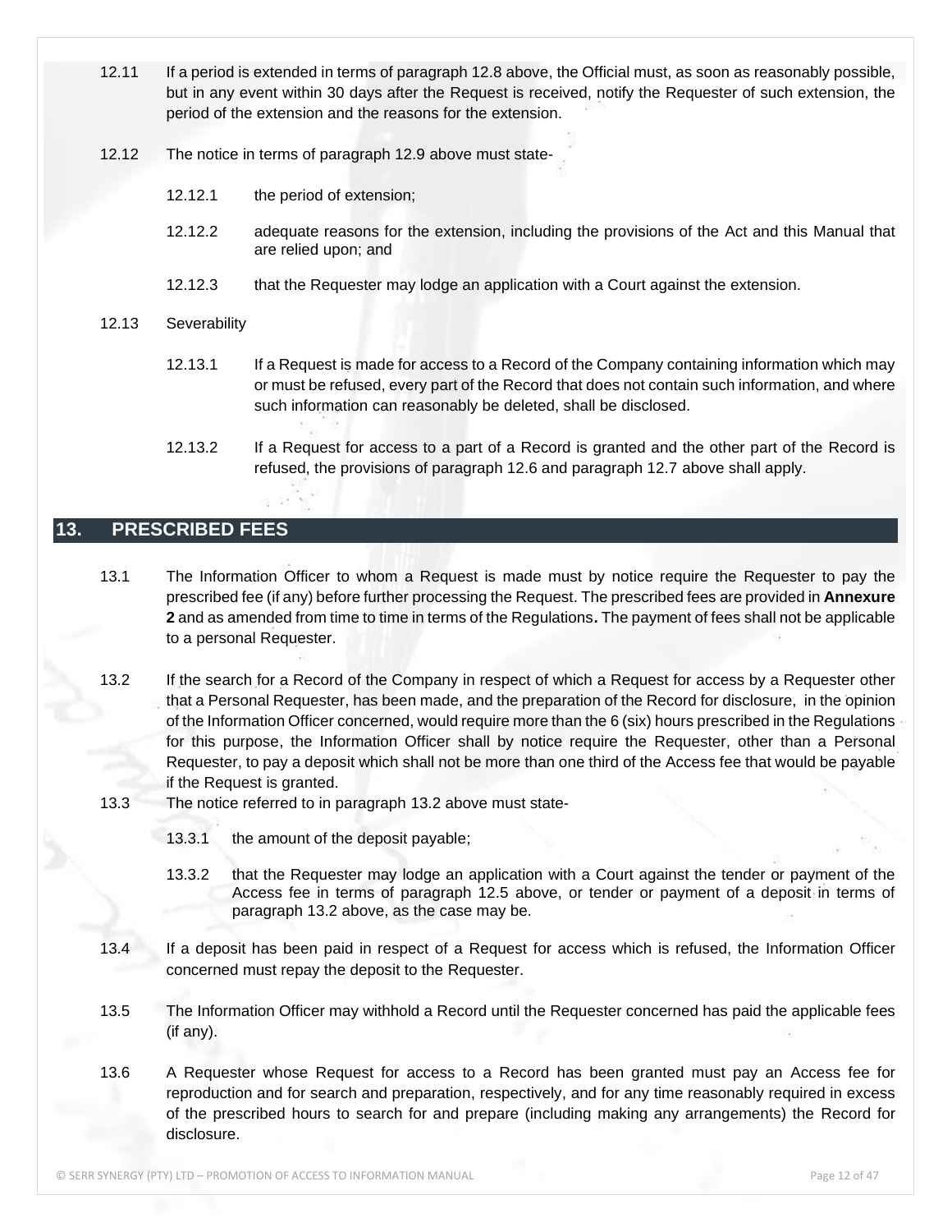12.11 If a period is extended in terms of paragraph 12.8 above, the Official must, as soon as reasonably possible, but in any event within 30 days after the Request is received, notify the Requester of such extension, the period of the extension and the reasons for the extension.

12.12 The notice in terms of paragraph 12.9 above must state-

12.12.1 the period of extension;

12.12.2 adequate reasons for the extension, including the provisions of the Act and this Manual that are relied upon; and

12.12.3 that the Requester may lodge an application with a Court against the extension.

12.13 Severability

12.13.1 If a Request is made for access to a Record of the Company containing information which may or must be refused, every part of the Record that does not contain such information, and where such information can reasonably be deleted, shall be disclosed.

12.13.2 If a Request for access to a part of a Record is granted and the other part of the Record is refused, the provisions of paragraph 12.6 and paragraph 12.7 above shall apply.

## 13. PRESCRIBED FEES

13.1 The Information Officer to whom a Request is made must by notice require the Requester to pay the prescribed fee (if any) before further processing the Request. The prescribed fees are provided in **Annexure 2** and as amended from time to time in terms of the Regulations**.** The payment of fees shall not be applicable to a personal Requester.

13.2 If the search for a Record of the Company in respect of which a Request for access by a Requester other that a Personal Requester, has been made, and the preparation of the Record for disclosure, in the opinion of the Information Officer concerned, would require more than the 6 (six) hours prescribed in the Regulations for this purpose, the Information Officer shall by notice require the Requester, other than a Personal Requester, to pay a deposit which shall not be more than one third of the Access fee that would be payable if the Request is granted.

13.3 The notice referred to in paragraph 13.2 above must state-

13.3.1 the amount of the deposit payable;

13.3.2 that the Requester may lodge an application with a Court against the tender or payment of the Access fee in terms of paragraph 12.5 above, or tender or payment of a deposit in terms of paragraph 13.2 above, as the case may be.

13.4 If a deposit has been paid in respect of a Request for access which is refused, the Information Officer concerned must repay the deposit to the Requester.

13.5 The Information Officer may withhold a Record until the Requester concerned has paid the applicable fees (if any).

13.6 A Requester whose Request for access to a Record has been granted must pay an Access fee for reproduction and for search and preparation, respectively, and for any time reasonably required in excess of the prescribed hours to search for and prepare (including making any arrangements) the Record for disclosure.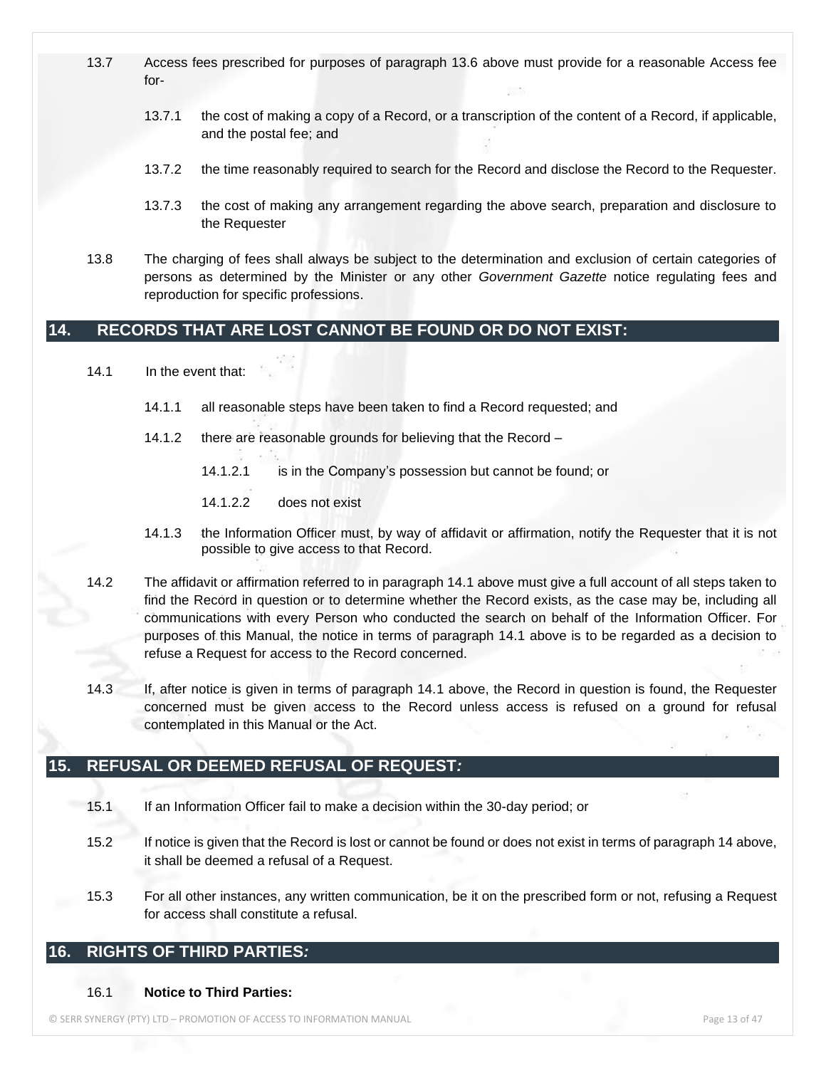13.7 Access fees prescribed for purposes of paragraph 13.6 above must provide for a reasonable Access fee for-

13.7.1 the cost of making a copy of a Record, or a transcription of the content of a Record, if applicable, and the postal fee; and

13.7.2 the time reasonably required to search for the Record and disclose the Record to the Requester.

13.7.3 the cost of making any arrangement regarding the above search, preparation and disclosure to the Requester

13.8 The charging of fees shall always be subject to the determination and exclusion of certain categories of persons as determined by the Minister or any other *Government Gazette* notice regulating fees and reproduction for specific professions.

## 14. RECORDS THAT ARE LOST CANNOT BE FOUND OR DO NOT EXIST:

14.1 In the event that:

14.1.1 all reasonable steps have been taken to find a Record requested; and

14.1.2 there are reasonable grounds for believing that the Record –

14.1.2.1 is in the Company's possession but cannot be found; or

14.1.2.2 does not exist

14.1.3 the Information Officer must, by way of affidavit or affirmation, notify the Requester that it is not possible to give access to that Record.

14.2 The affidavit or affirmation referred to in paragraph 14.1 above must give a full account of all steps taken to find the Record in question or to determine whether the Record exists, as the case may be, including all communications with every Person who conducted the search on behalf of the Information Officer. For purposes of this Manual, the notice in terms of paragraph 14.1 above is to be regarded as a decision to refuse a Request for access to the Record concerned.

14.3 If, after notice is given in terms of paragraph 14.1 above, the Record in question is found, the Requester concerned must be given access to the Record unless access is refused on a ground for refusal contemplated in this Manual or the Act.

## 15. REFUSAL OR DEEMED REFUSAL OF REQUEST*:*

15.1 If an Information Officer fail to make a decision within the 30-day period; or

15.2 If notice is given that the Record is lost or cannot be found or does not exist in terms of paragraph 14 above, it shall be deemed a refusal of a Request.

15.3 For all other instances, any written communication, be it on the prescribed form or not, refusing a Request for access shall constitute a refusal.

## 16. RIGHTS OF THIRD PARTIES*:*

16.1 **Notice to Third Parties:**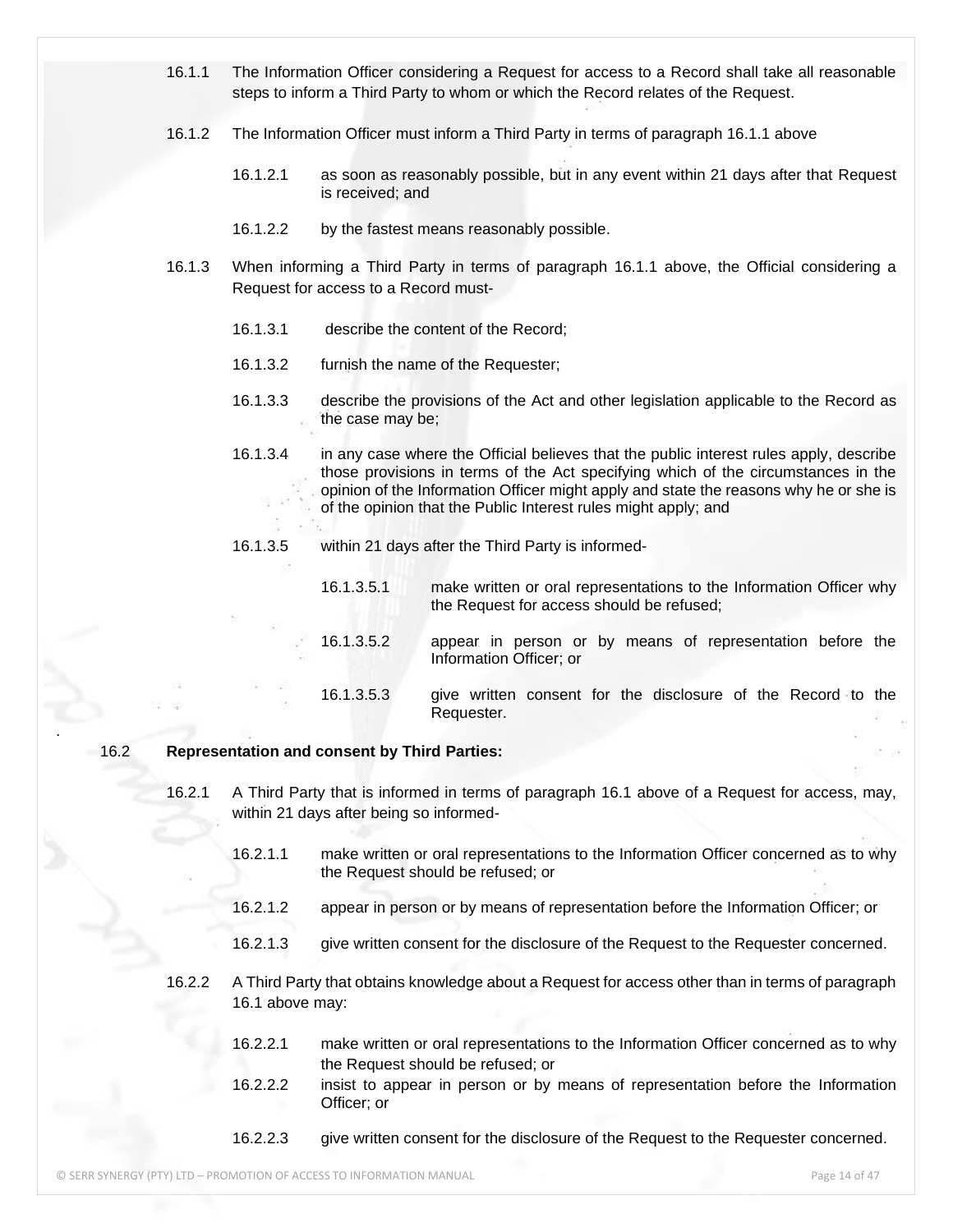16.1.1 The Information Officer considering a Request for access to a Record shall take all reasonable steps to inform a Third Party to whom or which the Record relates of the Request.

16.1.2 The Information Officer must inform a Third Party in terms of paragraph 16.1.1 above

16.1.2.1 as soon as reasonably possible, but in any event within 21 days after that Request is received; and

16.1.2.2 by the fastest means reasonably possible.

16.1.3 When informing a Third Party in terms of paragraph 16.1.1 above, the Official considering a Request for access to a Record must-

16.1.3.1 describe the content of the Record;

16.1.3.2 furnish the name of the Requester;

16.1.3.3 describe the provisions of the Act and other legislation applicable to the Record as the case may be;

16.1.3.4 in any case where the Official believes that the public interest rules apply, describe those provisions in terms of the Act specifying which of the circumstances in the opinion of the Information Officer might apply and state the reasons why he or she is of the opinion that the Public Interest rules might apply; and

16.1.3.5 within 21 days after the Third Party is informed-

16.1.3.5.1 make written or oral representations to the Information Officer why the Request for access should be refused;

16.1.3.5.2 appear in person or by means of representation before the Information Officer; or

16.1.3.5.3 give written consent for the disclosure of the Record to the Requester.

16.2 **Representation and consent by Third Parties:**

16.2.1 A Third Party that is informed in terms of paragraph 16.1 above of a Request for access, may, within 21 days after being so informed-

16.2.1.1 make written or oral representations to the Information Officer concerned as to why the Request should be refused; or

16.2.1.2 appear in person or by means of representation before the Information Officer; or

16.2.1.3 give written consent for the disclosure of the Request to the Requester concerned.

16.2.2 A Third Party that obtains knowledge about a Request for access other than in terms of paragraph 16.1 above may:

16.2.2.1 make written or oral representations to the Information Officer concerned as to why the Request should be refused; or

16.2.2.2 insist to appear in person or by means of representation before the Information Officer; or

16.2.2.3 give written consent for the disclosure of the Request to the Requester concerned.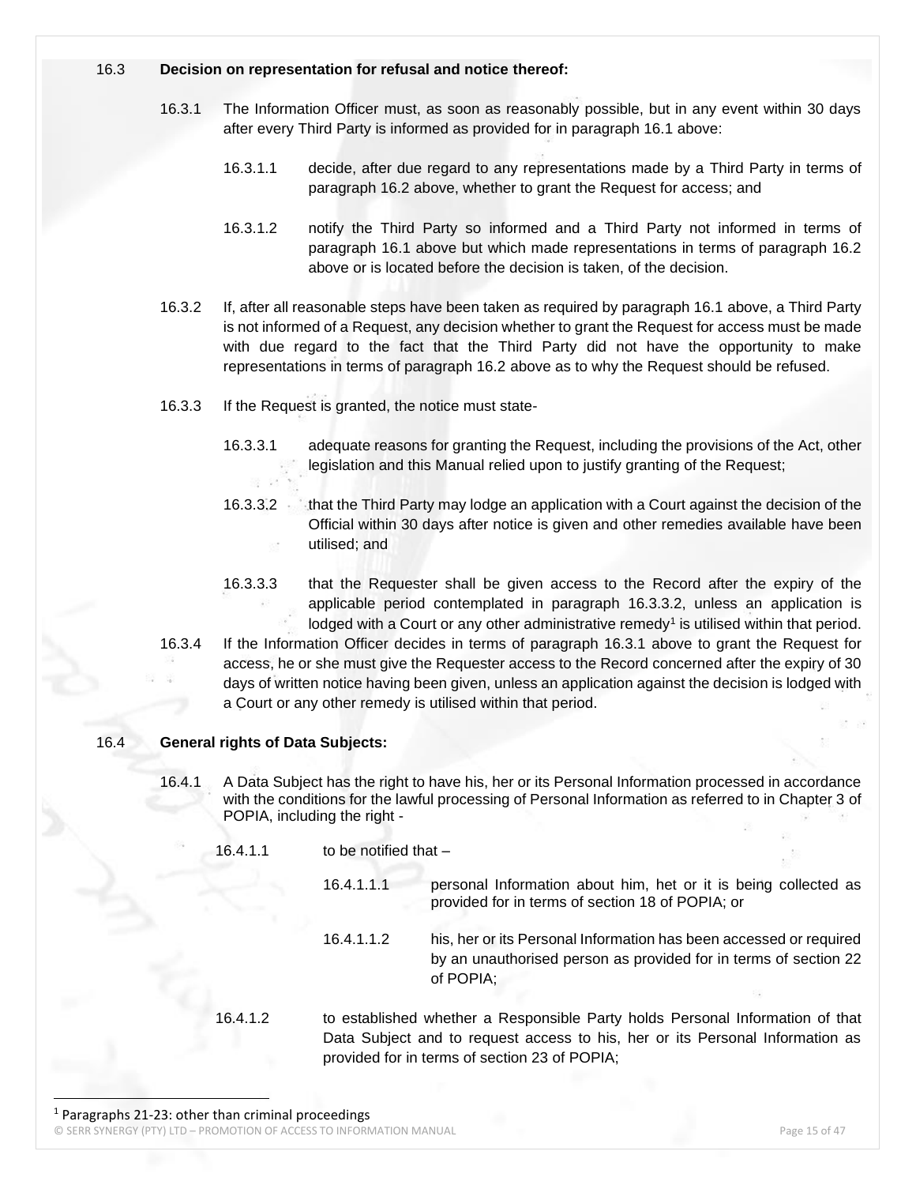16.3 **Decision on representation for refusal and notice thereof:**

16.3.1 The Information Officer must, as soon as reasonably possible, but in any event within 30 days after every Third Party is informed as provided for in paragraph 16.1 above:

16.3.1.1 decide, after due regard to any representations made by a Third Party in terms of paragraph 16.2 above, whether to grant the Request for access; and

16.3.1.2 notify the Third Party so informed and a Third Party not informed in terms of paragraph 16.1 above but which made representations in terms of paragraph 16.2 above or is located before the decision is taken, of the decision.

16.3.2 If, after all reasonable steps have been taken as required by paragraph 16.1 above, a Third Party is not informed of a Request, any decision whether to grant the Request for access must be made with due regard to the fact that the Third Party did not have the opportunity to make representations in terms of paragraph 16.2 above as to why the Request should be refused.

16.3.3 If the Request is granted, the notice must state-

16.3.3.1 adequate reasons for granting the Request, including the provisions of the Act, other legislation and this Manual relied upon to justify granting of the Request;

16.3.3.2 that the Third Party may lodge an application with a Court against the decision of the Official within 30 days after notice is given and other remedies available have been utilised; and

16.3.3.3 that the Requester shall be given access to the Record after the expiry of the applicable period contemplated in paragraph 16.3.3.2, unless an application is lodged with a Court or any other administrative remedy[1] is utilised within that period.

16.3.4 If the Information Officer decides in terms of paragraph 16.3.1 above to grant the Request for access, he or she must give the Requester access to the Record concerned after the expiry of 30 days of written notice having been given, unless an application against the decision is lodged with a Court or any other remedy is utilised within that period.

16.4 **General rights of Data Subjects:**

16.4.1 A Data Subject has the right to have his, her or its Personal Information processed in accordance with the conditions for the lawful processing of Personal Information as referred to in Chapter 3 of POPIA, including the right -

16.4.1.1 to be notified that –

16.4.1.1.1 personal Information about him, het or it is being collected as provided for in terms of section 18 of POPIA; or

16.4.1.1.2 his, her or its Personal Information has been accessed or required by an unauthorised person as provided for in terms of section 22 of POPIA;

16.4.1.2 to established whether a Responsible Party holds Personal Information of that Data Subject and to request access to his, her or its Personal Information as provided for in terms of section 23 of POPIA;

[1] Paragraphs 21-23: other than criminal proceedings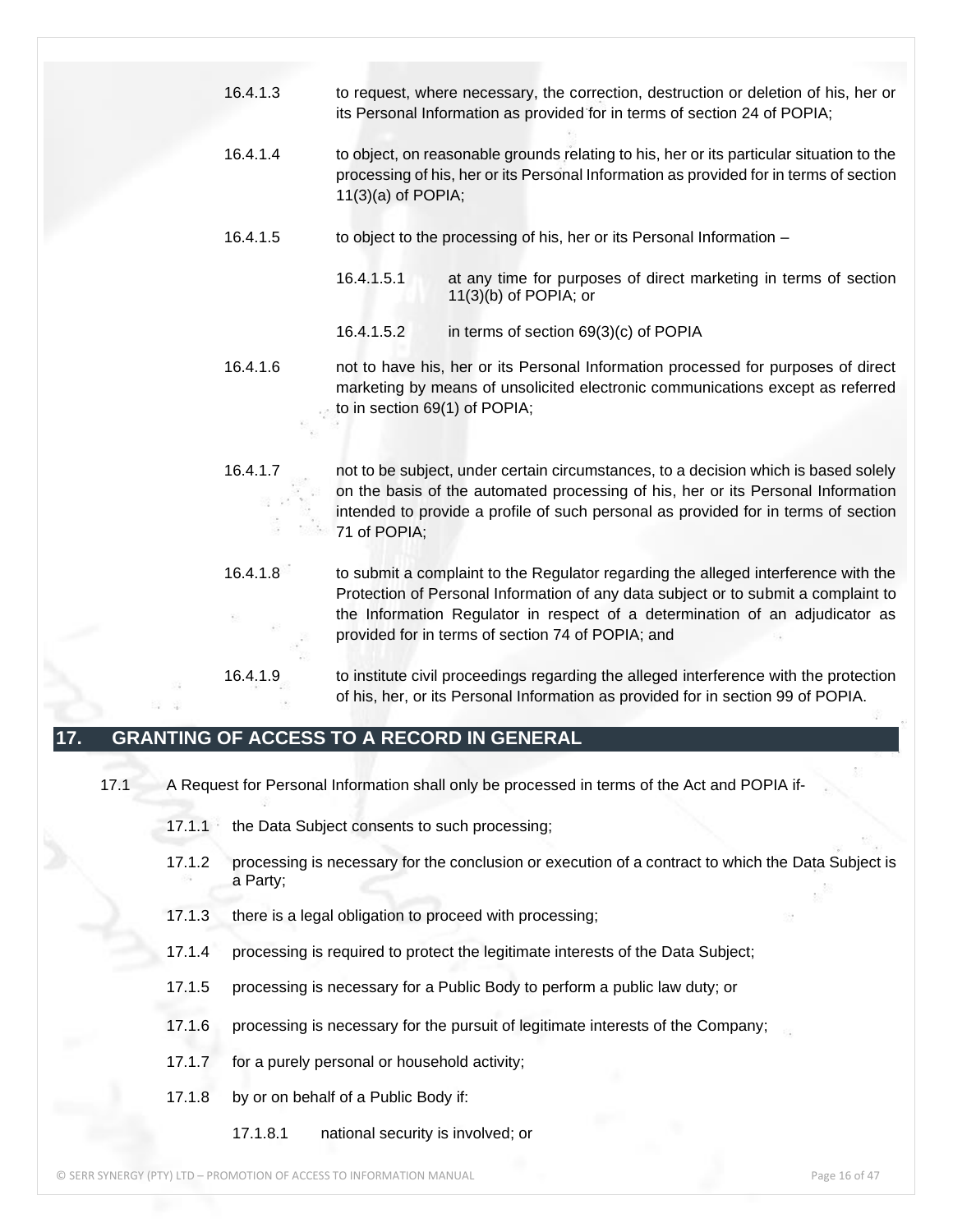16.4.1.3 to request, where necessary, the correction, destruction or deletion of his, her or its Personal Information as provided for in terms of section 24 of POPIA;

16.4.1.4 to object, on reasonable grounds relating to his, her or its particular situation to the processing of his, her or its Personal Information as provided for in terms of section 11(3)(a) of POPIA;

16.4.1.5 to object to the processing of his, her or its Personal Information –

16.4.1.5.1 at any time for purposes of direct marketing in terms of section 11(3)(b) of POPIA; or

16.4.1.5.2 in terms of section 69(3)(c) of POPIA

16.4.1.6 not to have his, her or its Personal Information processed for purposes of direct marketing by means of unsolicited electronic communications except as referred to in section 69(1) of POPIA;

16.4.1.7 not to be subject, under certain circumstances, to a decision which is based solely on the basis of the automated processing of his, her or its Personal Information intended to provide a profile of such personal as provided for in terms of section 71 of POPIA;

16.4.1.8 to submit a complaint to the Regulator regarding the alleged interference with the Protection of Personal Information of any data subject or to submit a complaint to the Information Regulator in respect of a determination of an adjudicator as provided for in terms of section 74 of POPIA; and

16.4.1.9 to institute civil proceedings regarding the alleged interference with the protection of his, her, or its Personal Information as provided for in section 99 of POPIA.

## 17. GRANTING OF ACCESS TO A RECORD IN GENERAL

17.1 A Request for Personal Information shall only be processed in terms of the Act and POPIA if-

17.1.1 the Data Subject consents to such processing;

17.1.2 processing is necessary for the conclusion or execution of a contract to which the Data Subject is a Party;

17.1.3 there is a legal obligation to proceed with processing;

17.1.4 processing is required to protect the legitimate interests of the Data Subject;

17.1.5 processing is necessary for a Public Body to perform a public law duty; or

17.1.6 processing is necessary for the pursuit of legitimate interests of the Company;

17.1.7 for a purely personal or household activity;

17.1.8 by or on behalf of a Public Body if:

17.1.8.1 national security is involved; or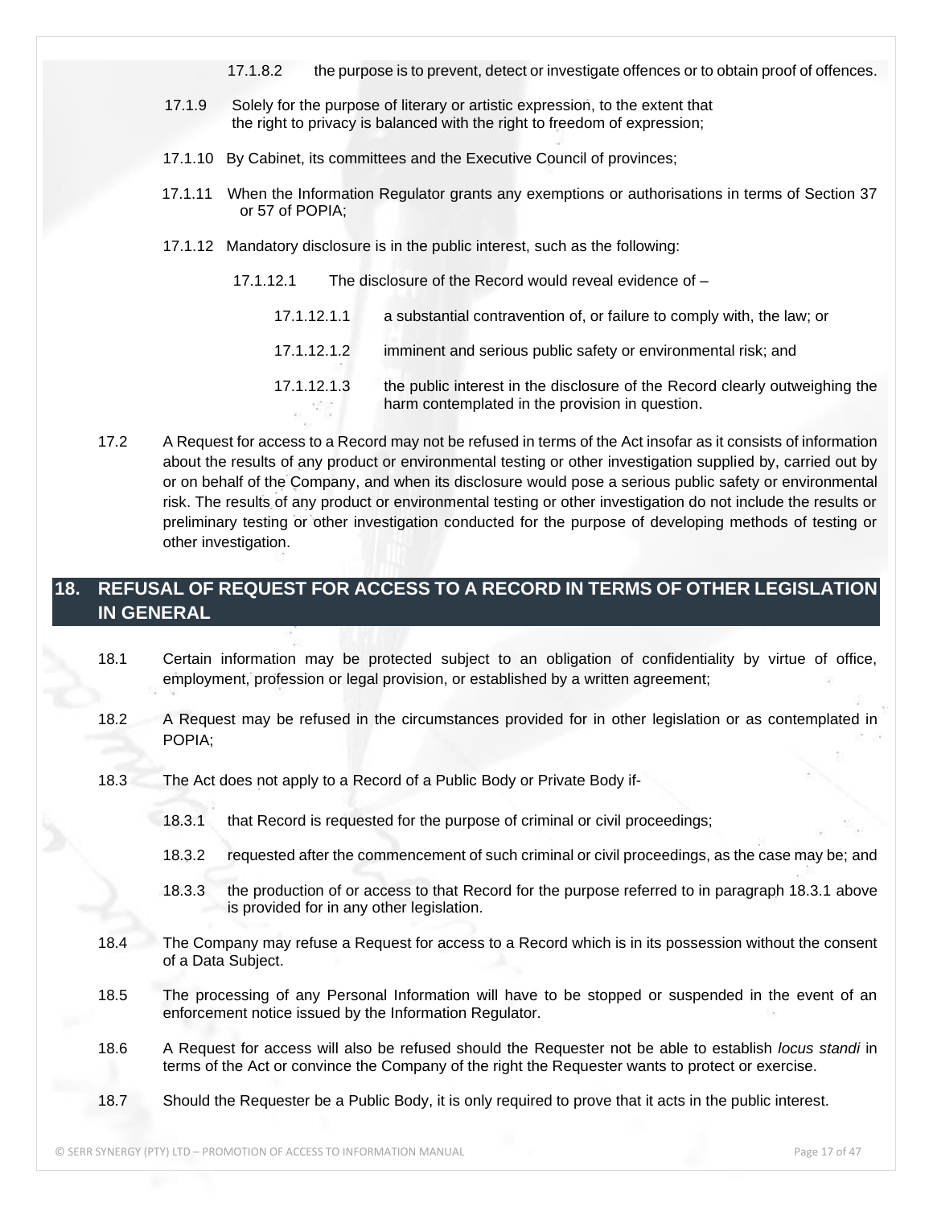17.1.8.2 the purpose is to prevent, detect or investigate offences or to obtain proof of offences.

17.1.9 Solely for the purpose of literary or artistic expression, to the extent that the right to privacy is balanced with the right to freedom of expression;

17.1.10 By Cabinet, its committees and the Executive Council of provinces;

17.1.11 When the Information Regulator grants any exemptions or authorisations in terms of Section 37 or 57 of POPIA;

17.1.12 Mandatory disclosure is in the public interest, such as the following:

17.1.12.1 The disclosure of the Record would reveal evidence of –

17.1.12.1.1 a substantial contravention of, or failure to comply with, the law; or

17.1.12.1.2 imminent and serious public safety or environmental risk; and

17.1.12.1.3 the public interest in the disclosure of the Record clearly outweighing the harm contemplated in the provision in question.

17.2 A Request for access to a Record may not be refused in terms of the Act insofar as it consists of information about the results of any product or environmental testing or other investigation supplied by, carried out by or on behalf of the Company, and when its disclosure would pose a serious public safety or environmental risk. The results of any product or environmental testing or other investigation do not include the results or preliminary testing or other investigation conducted for the purpose of developing methods of testing or other investigation.

## 18. REFUSAL OF REQUEST FOR ACCESS TO A RECORD IN TERMS OF OTHER LEGISLATION IN GENERAL

18.1 Certain information may be protected subject to an obligation of confidentiality by virtue of office, employment, profession or legal provision, or established by a written agreement;

18.2 A Request may be refused in the circumstances provided for in other legislation or as contemplated in POPIA;

18.3 The Act does not apply to a Record of a Public Body or Private Body if-

18.3.1 that Record is requested for the purpose of criminal or civil proceedings;

18.3.2 requested after the commencement of such criminal or civil proceedings, as the case may be; and

18.3.3 the production of or access to that Record for the purpose referred to in paragraph 18.3.1 above is provided for in any other legislation.

18.4 The Company may refuse a Request for access to a Record which is in its possession without the consent of a Data Subject.

18.5 The processing of any Personal Information will have to be stopped or suspended in the event of an enforcement notice issued by the Information Regulator.

18.6 A Request for access will also be refused should the Requester not be able to establish *locus standi* in terms of the Act or convince the Company of the right the Requester wants to protect or exercise.

18.7 Should the Requester be a Public Body, it is only required to prove that it acts in the public interest.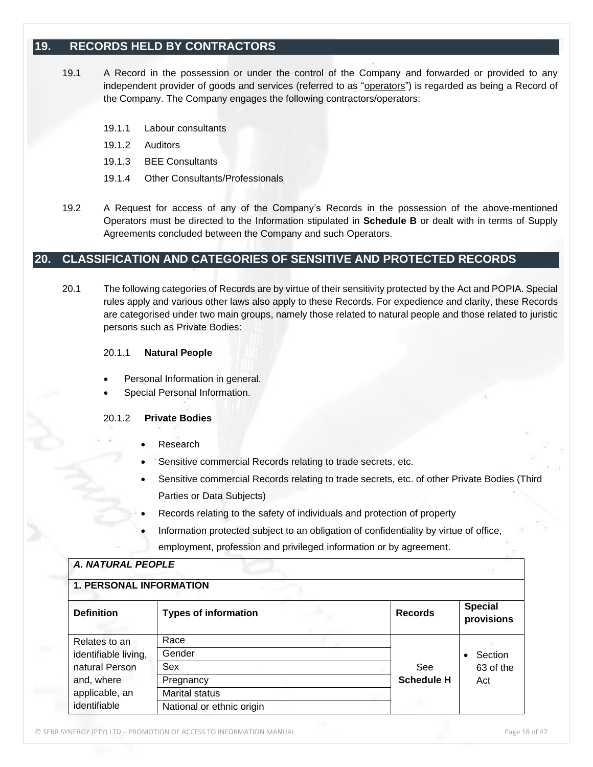## 19. RECORDS HELD BY CONTRACTORS

19.1 A Record in the possession or under the control of the Company and forwarded or provided to any independent provider of goods and services (referred to as "operators") is regarded as being a Record of the Company. The Company engages the following contractors/operators:

19.1.1 Labour consultants

19.1.2 Auditors

19.1.3 BEE Consultants

19.1.4 Other Consultants/Professionals

19.2 A Request for access of any of the Company's Records in the possession of the above-mentioned Operators must be directed to the Information stipulated in **Schedule B** or dealt with in terms of Supply Agreements concluded between the Company and such Operators.

## 20. CLASSIFICATION AND CATEGORIES OF SENSITIVE AND PROTECTED RECORDS

20.1 The following categories of Records are by virtue of their sensitivity protected by the Act and POPIA. Special rules apply and various other laws also apply to these Records. For expedience and clarity, these Records are categorised under two main groups, namely those related to natural people and those related to juristic persons such as Private Bodies:

20.1.1 **Natural People**

- Personal Information in general.
- Special Personal Information.

20.1.2 **Private Bodies**

- Research
- Sensitive commercial Records relating to trade secrets, etc.
- Sensitive commercial Records relating to trade secrets, etc. of other Private Bodies (Third Parties or Data Subjects)
- Records relating to the safety of individuals and protection of property
- Information protected subject to an obligation of confidentiality by virtue of office, employment, profession and privileged information or by agreement.

| ***A. NATURAL PEOPLE*** | | | |
|---|---|---|---|
| **1. PERSONAL INFORMATION** | | | |
| **Definition** | **Types of information** | **Records** | **Special provisions** |
| Relates to an identifiable living, natural Person and, where applicable, an identifiable | Race | See **Schedule H** | • Section 63 of the Act |
| | Gender | | |
| | Sex | | |
| | Pregnancy | | |
| | Marital status | | |
| | National or ethnic origin | | |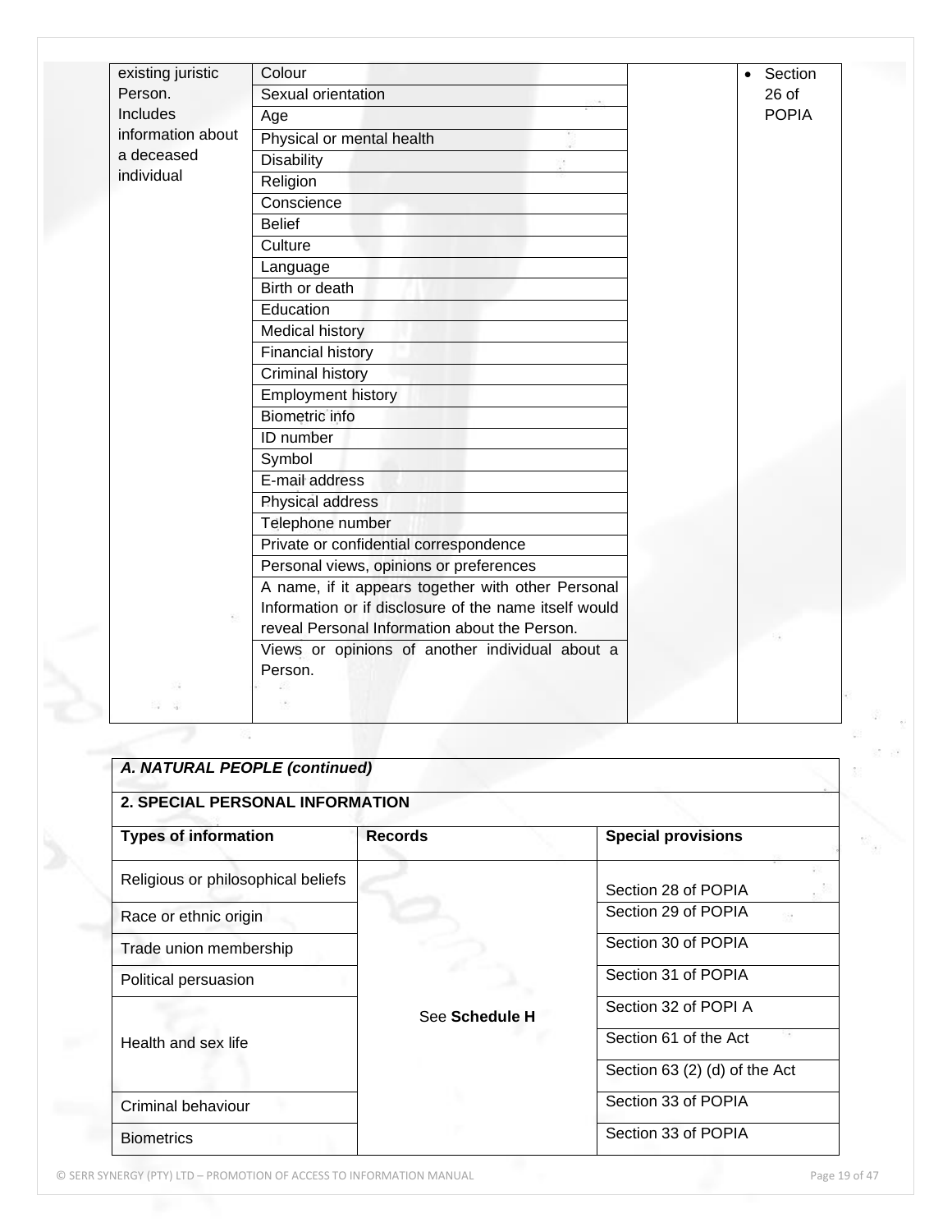| | | | |
|---|---|---|---|
| existing juristic Person. Includes information about a deceased individual | Colour | | • Section 26 of POPIA |
| | Sexual orientation | | |
| | Age | | |
| | Physical or mental health | | |
| | Disability | | |
| | Religion | | |
| | Conscience | | |
| | Belief | | |
| | Culture | | |
| | Language | | |
| | Birth or death | | |
| | Education | | |
| | Medical history | | |
| | Financial history | | |
| | Criminal history | | |
| | Employment history | | |
| | Biometric info | | |
| | ID number | | |
| | Symbol | | |
| | E-mail address | | |
| | Physical address | | |
| | Telephone number | | |
| | Private or confidential correspondence | | |
| | Personal views, opinions or preferences | | |
| | A name, if it appears together with other Personal Information or if disclosure of the name itself would reveal Personal Information about the Person. | | |
| | Views or opinions of another individual about a Person. | | |

***A. NATURAL PEOPLE (continued)***

**2. SPECIAL PERSONAL INFORMATION**

| **Types of information** | **Records** | **Special provisions** |
|---|---|---|
| Religious or philosophical beliefs | See **Schedule H** | Section 28 of POPIA |
| Race or ethnic origin | | Section 29 of POPIA |
| Trade union membership | | Section 30 of POPIA |
| Political persuasion | | Section 31 of POPIA |
| Health and sex life | | Section 32 of POPI A |
| | | Section 61 of the Act |
| | | Section 63 (2) (d) of the Act |
| Criminal behaviour | | Section 33 of POPIA |
| Biometrics | | Section 33 of POPIA |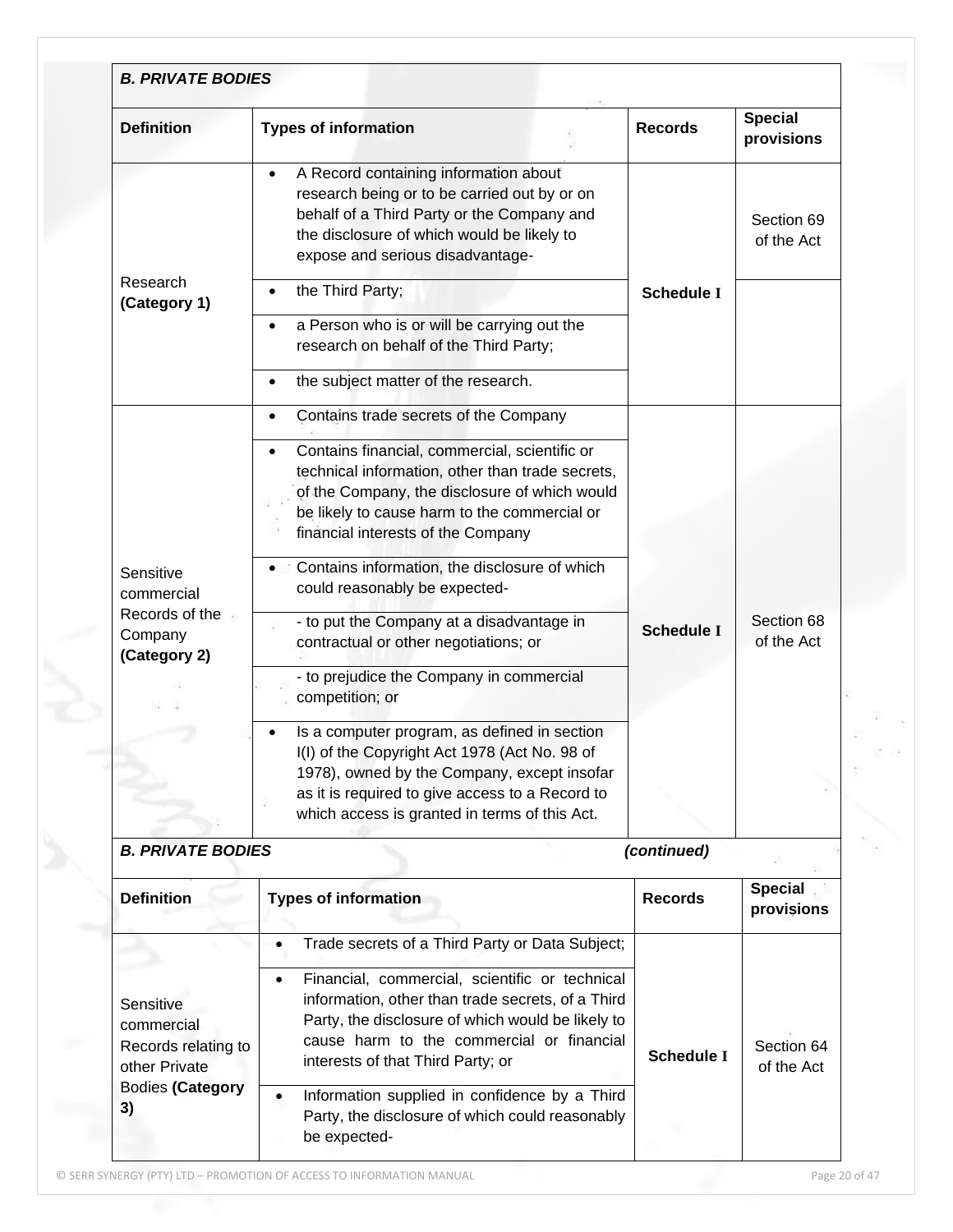**_B. PRIVATE BODIES_**

| Definition | Types of information | Records | Special provisions |
|---|---|---|---|
| Research **(Category 1)** | • A Record containing information about research being or to be carried out by or on behalf of a Third Party or the Company and the disclosure of which would be likely to expose and serious disadvantage- | **Schedule I** | Section 69 of the Act |
| | • the Third Party; | | |
| | • a Person who is or will be carrying out the research on behalf of the Third Party; | | |
| | • the subject matter of the research. | | |
| Sensitive commercial Records of the Company **(Category 2)** | • Contains trade secrets of the Company | **Schedule I** | Section 68 of the Act |
| | • Contains financial, commercial, scientific or technical information, other than trade secrets, of the Company, the disclosure of which would be likely to cause harm to the commercial or financial interests of the Company | | |
| | • Contains information, the disclosure of which could reasonably be expected- | | |
| | - to put the Company at a disadvantage in contractual or other negotiations; or | | |
| | - to prejudice the Company in commercial competition; or | | |
| | • Is a computer program, as defined in section I(I) of the Copyright Act 1978 (Act No. 98 of 1978), owned by the Company, except insofar as it is required to give access to a Record to which access is granted in terms of this Act. | | |

**_B. PRIVATE BODIES_** ***(continued)***

| Definition | Types of information | Records | Special provisions |
|---|---|---|---|
| Sensitive commercial Records relating to other Private Bodies **(Category 3)** | • Trade secrets of a Third Party or Data Subject; | **Schedule I** | Section 64 of the Act |
| | • Financial, commercial, scientific or technical information, other than trade secrets, of a Third Party, the disclosure of which would be likely to cause harm to the commercial or financial interests of that Third Party; or | | |
| | • Information supplied in confidence by a Third Party, the disclosure of which could reasonably be expected- | | |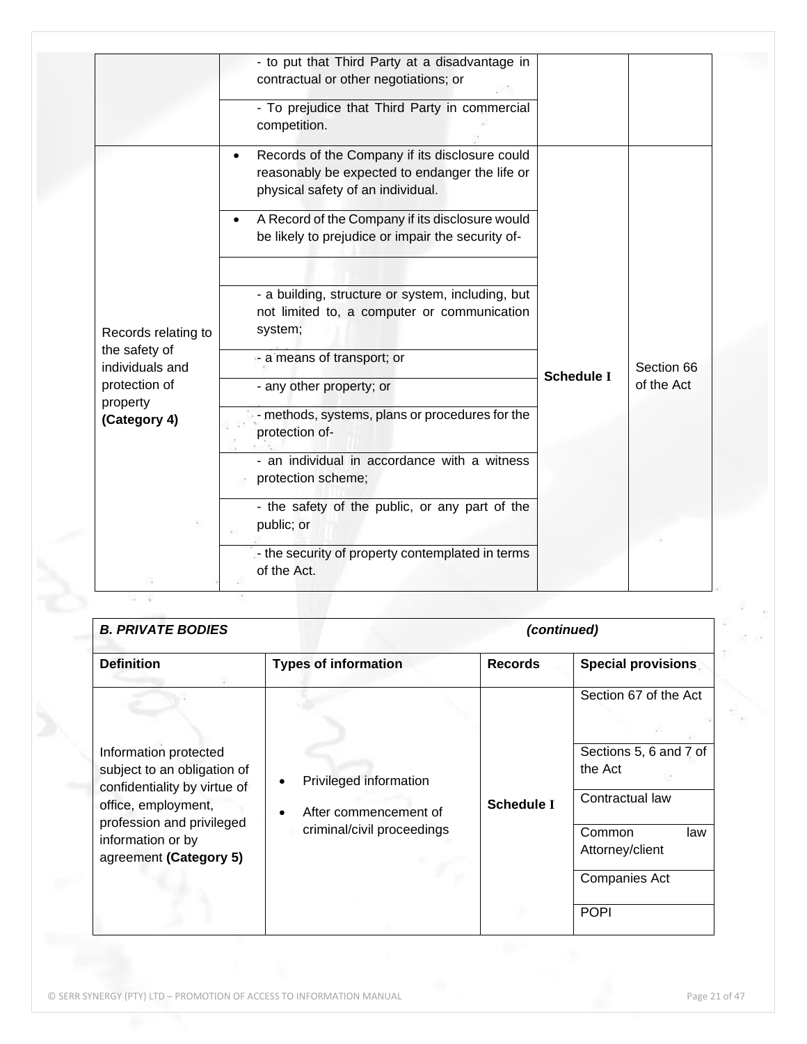| | | | |
|---|---|---|---|
| | - to put that Third Party at a disadvantage in contractual or other negotiations; or | | |
| | - To prejudice that Third Party in commercial competition. | | |
| Records relating to the safety of individuals and protection of property **(Category 4)** | • Records of the Company if its disclosure could reasonably be expected to endanger the life or physical safety of an individual. | **Schedule I** | Section 66 of the Act |
| | • A Record of the Company if its disclosure would be likely to prejudice or impair the security of- | | |
| | | | |
| | - a building, structure or system, including, but not limited to, a computer or communication system; | | |
| | - a means of transport; or | | |
| | - any other property; or | | |
| | - methods, systems, plans or procedures for the protection of- | | |
| | - an individual in accordance with a witness protection scheme; | | |
| | - the safety of the public, or any part of the public; or | | |
| | - the security of property contemplated in terms of the Act. | | |

| ***B. PRIVATE BODIES*** | | ***(continued)*** | |
|---|---|---|---|
| **Definition** | **Types of information** | **Records** | **Special provisions** |
| Information protected subject to an obligation of confidentiality by virtue of office, employment, profession and privileged information or by agreement **(Category 5)** | • Privileged information<br>• After commencement of criminal/civil proceedings | **Schedule I** | Section 67 of the Act |
| | | | Sections 5, 6 and 7 of the Act |
| | | | Contractual law |
| | | | Common law Attorney/client |
| | | | Companies Act |
| | | | POPI |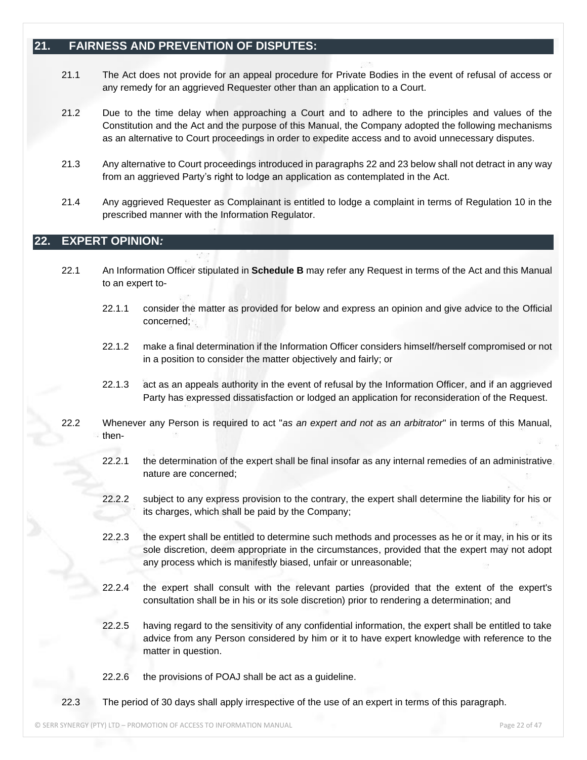## 21. FAIRNESS AND PREVENTION OF DISPUTES:

21.1 The Act does not provide for an appeal procedure for Private Bodies in the event of refusal of access or any remedy for an aggrieved Requester other than an application to a Court.

21.2 Due to the time delay when approaching a Court and to adhere to the principles and values of the Constitution and the Act and the purpose of this Manual, the Company adopted the following mechanisms as an alternative to Court proceedings in order to expedite access and to avoid unnecessary disputes.

21.3 Any alternative to Court proceedings introduced in paragraphs 22 and 23 below shall not detract in any way from an aggrieved Party's right to lodge an application as contemplated in the Act.

21.4 Any aggrieved Requester as Complainant is entitled to lodge a complaint in terms of Regulation 10 in the prescribed manner with the Information Regulator.

## 22. EXPERT OPINION:

22.1 An Information Officer stipulated in **Schedule B** may refer any Request in terms of the Act and this Manual to an expert to-

22.1.1 consider the matter as provided for below and express an opinion and give advice to the Official concerned;

22.1.2 make a final determination if the Information Officer considers himself/herself compromised or not in a position to consider the matter objectively and fairly; or

22.1.3 act as an appeals authority in the event of refusal by the Information Officer, and if an aggrieved Party has expressed dissatisfaction or lodged an application for reconsideration of the Request.

22.2 Whenever any Person is required to act "*as an expert and not as an arbitrator*" in terms of this Manual, then-

22.2.1 the determination of the expert shall be final insofar as any internal remedies of an administrative nature are concerned;

22.2.2 subject to any express provision to the contrary, the expert shall determine the liability for his or its charges, which shall be paid by the Company;

22.2.3 the expert shall be entitled to determine such methods and processes as he or it may, in his or its sole discretion, deem appropriate in the circumstances, provided that the expert may not adopt any process which is manifestly biased, unfair or unreasonable;

22.2.4 the expert shall consult with the relevant parties (provided that the extent of the expert's consultation shall be in his or its sole discretion) prior to rendering a determination; and

22.2.5 having regard to the sensitivity of any confidential information, the expert shall be entitled to take advice from any Person considered by him or it to have expert knowledge with reference to the matter in question.

22.2.6 the provisions of POAJ shall be act as a guideline.

22.3 The period of 30 days shall apply irrespective of the use of an expert in terms of this paragraph.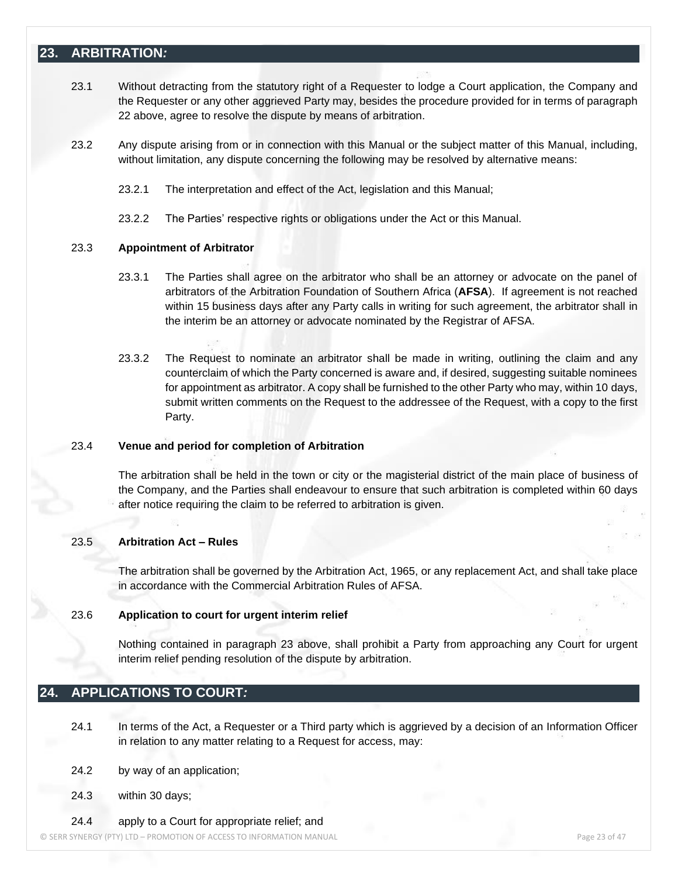## 23. ARBITRATION*:*

23.1 Without detracting from the statutory right of a Requester to lodge a Court application, the Company and the Requester or any other aggrieved Party may, besides the procedure provided for in terms of paragraph 22 above, agree to resolve the dispute by means of arbitration.

23.2 Any dispute arising from or in connection with this Manual or the subject matter of this Manual, including, without limitation, any dispute concerning the following may be resolved by alternative means:

23.2.1 The interpretation and effect of the Act, legislation and this Manual;

23.2.2 The Parties' respective rights or obligations under the Act or this Manual.

23.3 **Appointment of Arbitrator**

23.3.1 The Parties shall agree on the arbitrator who shall be an attorney or advocate on the panel of arbitrators of the Arbitration Foundation of Southern Africa (**AFSA**). If agreement is not reached within 15 business days after any Party calls in writing for such agreement, the arbitrator shall in the interim be an attorney or advocate nominated by the Registrar of AFSA.

23.3.2 The Request to nominate an arbitrator shall be made in writing, outlining the claim and any counterclaim of which the Party concerned is aware and, if desired, suggesting suitable nominees for appointment as arbitrator. A copy shall be furnished to the other Party who may, within 10 days, submit written comments on the Request to the addressee of the Request, with a copy to the first Party.

23.4 **Venue and period for completion of Arbitration**

The arbitration shall be held in the town or city or the magisterial district of the main place of business of the Company, and the Parties shall endeavour to ensure that such arbitration is completed within 60 days after notice requiring the claim to be referred to arbitration is given.

23.5 **Arbitration Act – Rules**

The arbitration shall be governed by the Arbitration Act, 1965, or any replacement Act, and shall take place in accordance with the Commercial Arbitration Rules of AFSA.

23.6 **Application to court for urgent interim relief**

Nothing contained in paragraph 23 above, shall prohibit a Party from approaching any Court for urgent interim relief pending resolution of the dispute by arbitration.

## 24. APPLICATIONS TO COURT*:*

24.1 In terms of the Act, a Requester or a Third party which is aggrieved by a decision of an Information Officer in relation to any matter relating to a Request for access, may:

24.2 by way of an application;

24.3 within 30 days;

24.4 apply to a Court for appropriate relief; and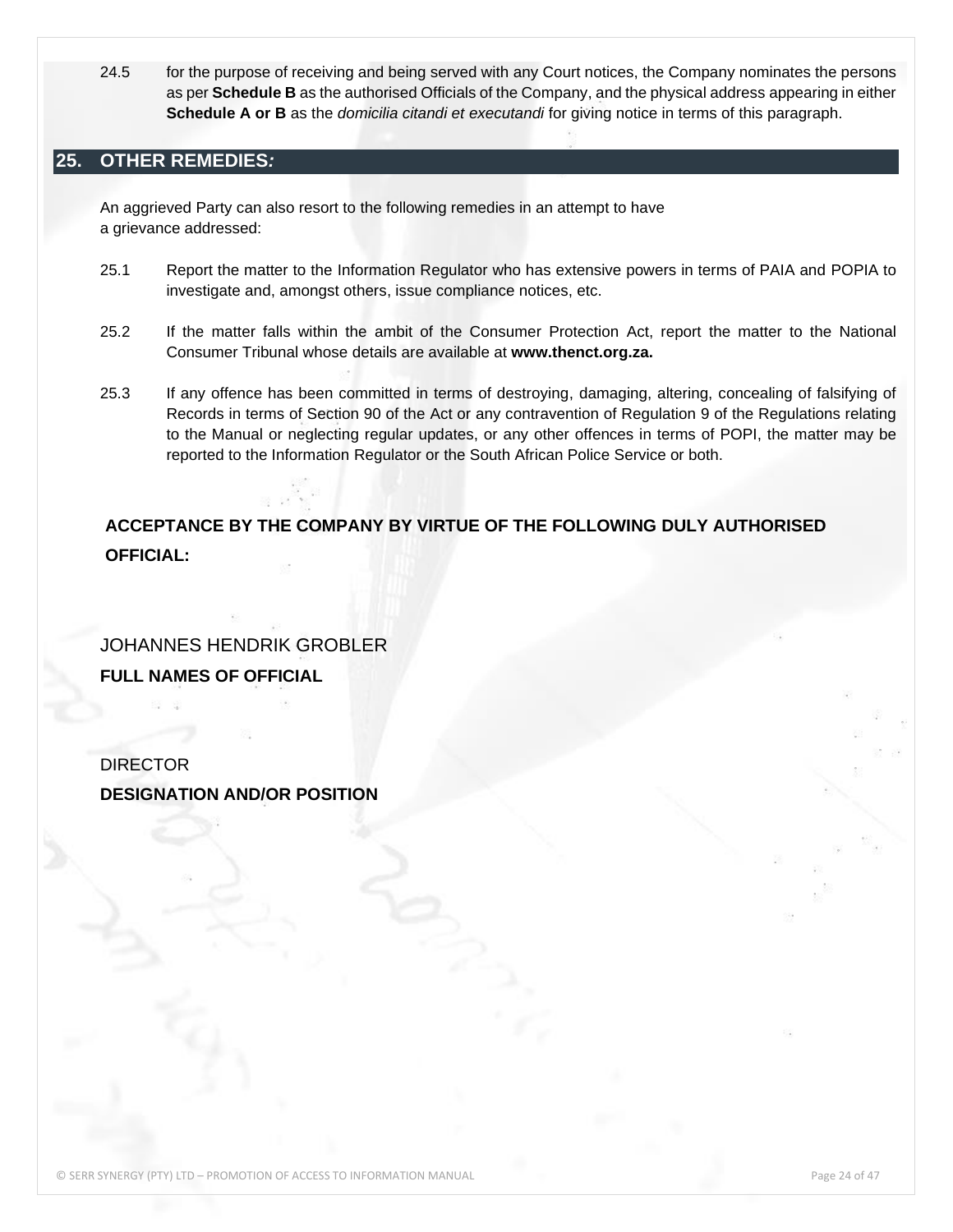24.5 for the purpose of receiving and being served with any Court notices, the Company nominates the persons as per **Schedule B** as the authorised Officials of the Company, and the physical address appearing in either **Schedule A or B** as the *domicilia citandi et executandi* for giving notice in terms of this paragraph.

## 25. OTHER REMEDIES*:*

An aggrieved Party can also resort to the following remedies in an attempt to have a grievance addressed:

25.1 Report the matter to the Information Regulator who has extensive powers in terms of PAIA and POPIA to investigate and, amongst others, issue compliance notices, etc.

25.2 If the matter falls within the ambit of the Consumer Protection Act, report the matter to the National Consumer Tribunal whose details are available at **www.thenct.org.za.**

25.3 If any offence has been committed in terms of destroying, damaging, altering, concealing of falsifying of Records in terms of Section 90 of the Act or any contravention of Regulation 9 of the Regulations relating to the Manual or neglecting regular updates, or any other offences in terms of POPI, the matter may be reported to the Information Regulator or the South African Police Service or both.

**ACCEPTANCE BY THE COMPANY BY VIRTUE OF THE FOLLOWING DULY AUTHORISED OFFICIAL:**

JOHANNES HENDRIK GROBLER

**FULL NAMES OF OFFICIAL**

DIRECTOR

**DESIGNATION AND/OR POSITION**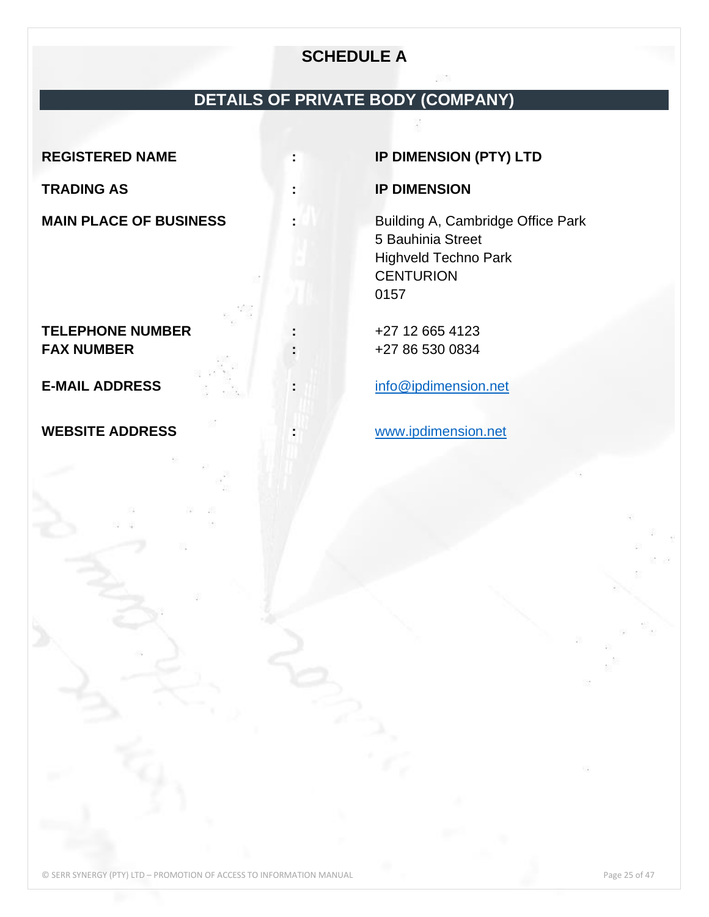# SCHEDULE A

## DETAILS OF PRIVATE BODY (COMPANY)

| | | |
|---|---|---|
| **REGISTERED NAME** | **:** | **IP DIMENSION (PTY) LTD** |
| **TRADING AS** | **:** | **IP DIMENSION** |
| **MAIN PLACE OF BUSINESS** | **:** | Building A, Cambridge Office Park<br>5 Bauhinia Street<br>Highveld Techno Park<br>CENTURION<br>0157 |
| **TELEPHONE NUMBER** | **:** | +27 12 665 4123 |
| **FAX NUMBER** | **:** | +27 86 530 0834 |
| **E-MAIL ADDRESS** | **:** | info@ipdimension.net |
| **WEBSITE ADDRESS** | **:** | www.ipdimension.net |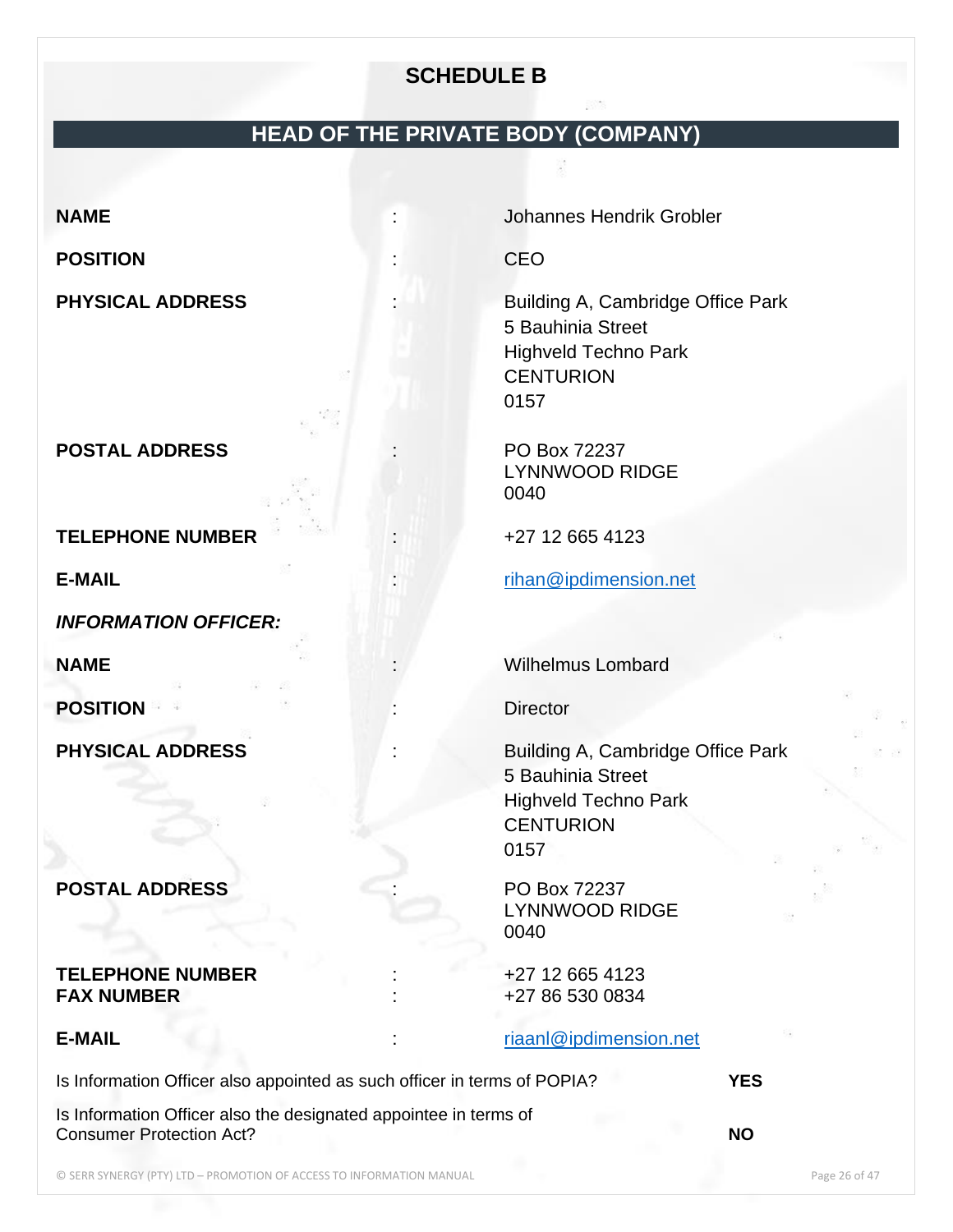# SCHEDULE B

## HEAD OF THE PRIVATE BODY (COMPANY)

| | | |
|---|---|---|
| **NAME** | : | Johannes Hendrik Grobler |
| **POSITION** | : | CEO |
| **PHYSICAL ADDRESS** | : | Building A, Cambridge Office Park<br>5 Bauhinia Street<br>Highveld Techno Park<br>CENTURION<br>0157 |
| **POSTAL ADDRESS** | : | PO Box 72237<br>LYNNWOOD RIDGE<br>0040 |
| **TELEPHONE NUMBER** | : | +27 12 665 4123 |
| **E-MAIL** | : | rihan@ipdimension.net |

***INFORMATION OFFICER:***

| | | |
|---|---|---|
| **NAME** | : | Wilhelmus Lombard |
| **POSITION** | : | Director |
| **PHYSICAL ADDRESS** | : | Building A, Cambridge Office Park<br>5 Bauhinia Street<br>Highveld Techno Park<br>CENTURION<br>0157 |
| **POSTAL ADDRESS** | : | PO Box 72237<br>LYNNWOOD RIDGE<br>0040 |
| **TELEPHONE NUMBER** | : | +27 12 665 4123 |
| **FAX NUMBER** | : | +27 86 530 0834 |
| **E-MAIL** | : | riaanl@ipdimension.net |

| | |
|---|---|
| Is Information Officer also appointed as such officer in terms of POPIA? | **YES** |
| Is Information Officer also the designated appointee in terms of Consumer Protection Act? | **NO** |

© SERR SYNERGY (PTY) LTD – PROMOTION OF ACCESS TO INFORMATION MANUAL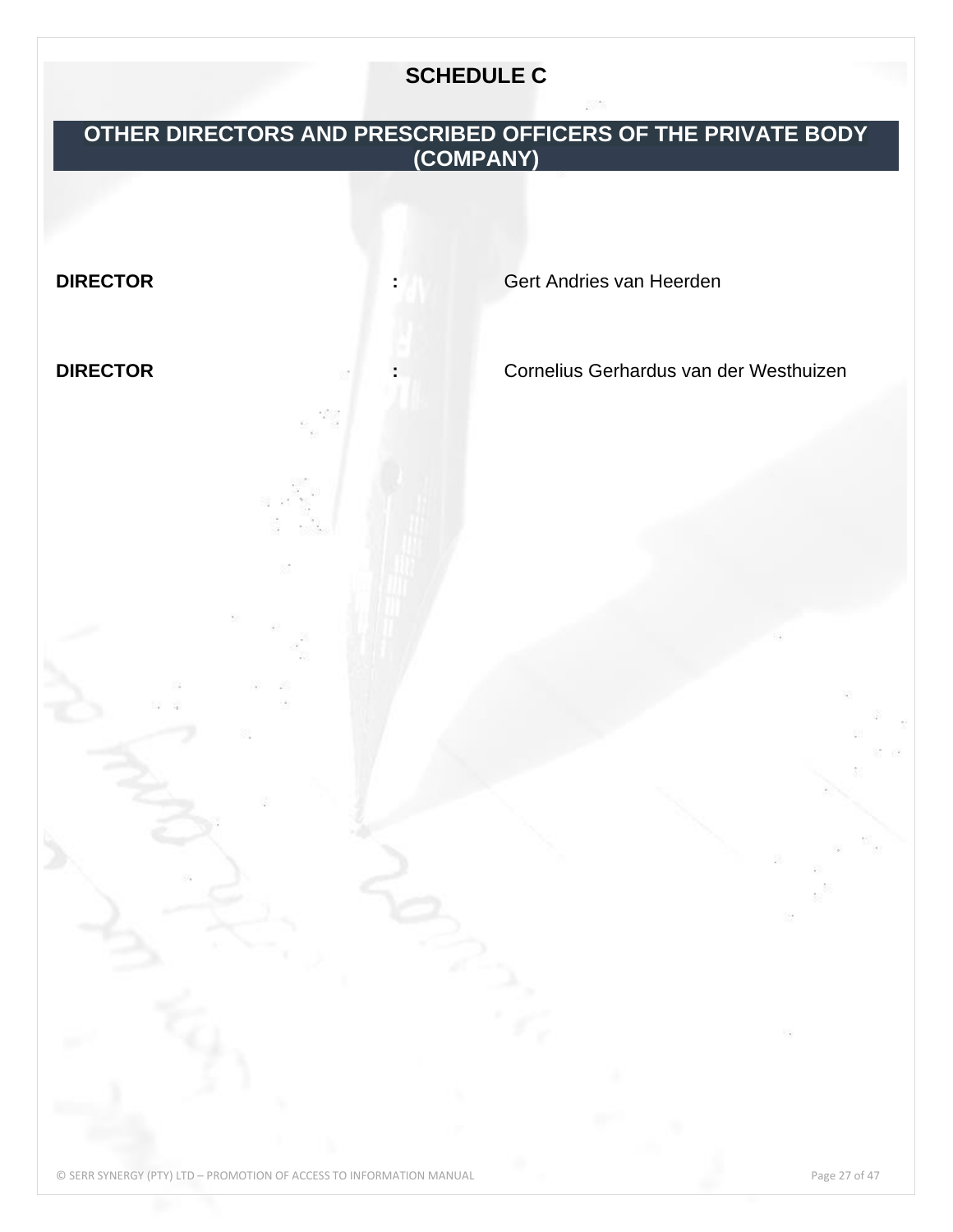## SCHEDULE C

## OTHER DIRECTORS AND PRESCRIBED OFFICERS OF THE PRIVATE BODY (COMPANY)

| | | |
|---|---|---|
| **DIRECTOR** | **:** | Gert Andries van Heerden |
| **DIRECTOR** | **:** | Cornelius Gerhardus van der Westhuizen |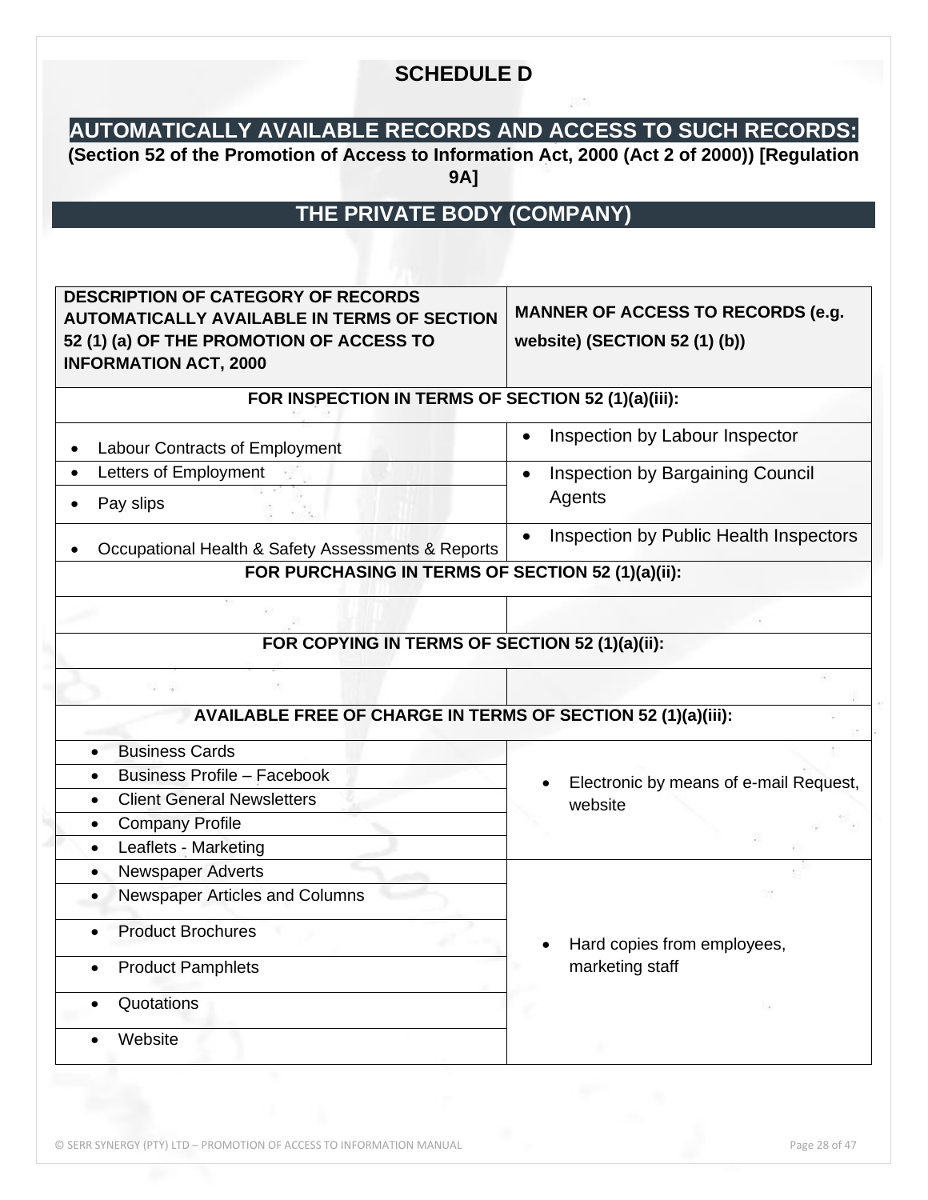# SCHEDULE D

## AUTOMATICALLY AVAILABLE RECORDS AND ACCESS TO SUCH RECORDS:

**(Section 52 of the Promotion of Access to Information Act, 2000 (Act 2 of 2000)) [Regulation 9A]**

## THE PRIVATE BODY (COMPANY)

| DESCRIPTION OF CATEGORY OF RECORDS AUTOMATICALLY AVAILABLE IN TERMS OF SECTION 52 (1) (a) OF THE PROMOTION OF ACCESS TO INFORMATION ACT, 2000 | MANNER OF ACCESS TO RECORDS (e.g. website) (SECTION 52 (1) (b)) |
|---|---|
| **FOR INSPECTION IN TERMS OF SECTION 52 (1)(a)(iii):** | |
| • Labour Contracts of Employment | • Inspection by Labour Inspector |
| • Letters of Employment | • Inspection by Bargaining Council Agents |
| • Pay slips | |
| • Occupational Health & Safety Assessments & Reports | • Inspection by Public Health Inspectors |
| **FOR PURCHASING IN TERMS OF SECTION 52 (1)(a)(ii):** | |
| | |
| **FOR COPYING IN TERMS OF SECTION 52 (1)(a)(ii):** | |
| | |
| **AVAILABLE FREE OF CHARGE IN TERMS OF SECTION 52 (1)(a)(iii):** | |
| • Business Cards | • Electronic by means of e-mail Request, website |
| • Business Profile – Facebook | |
| • Client General Newsletters | |
| • Company Profile | |
| • Leaflets - Marketing | |
| • Newspaper Adverts | • Hard copies from employees, marketing staff |
| • Newspaper Articles and Columns | |
| • Product Brochures | |
| • Product Pamphlets | |
| • Quotations | |
| • Website | |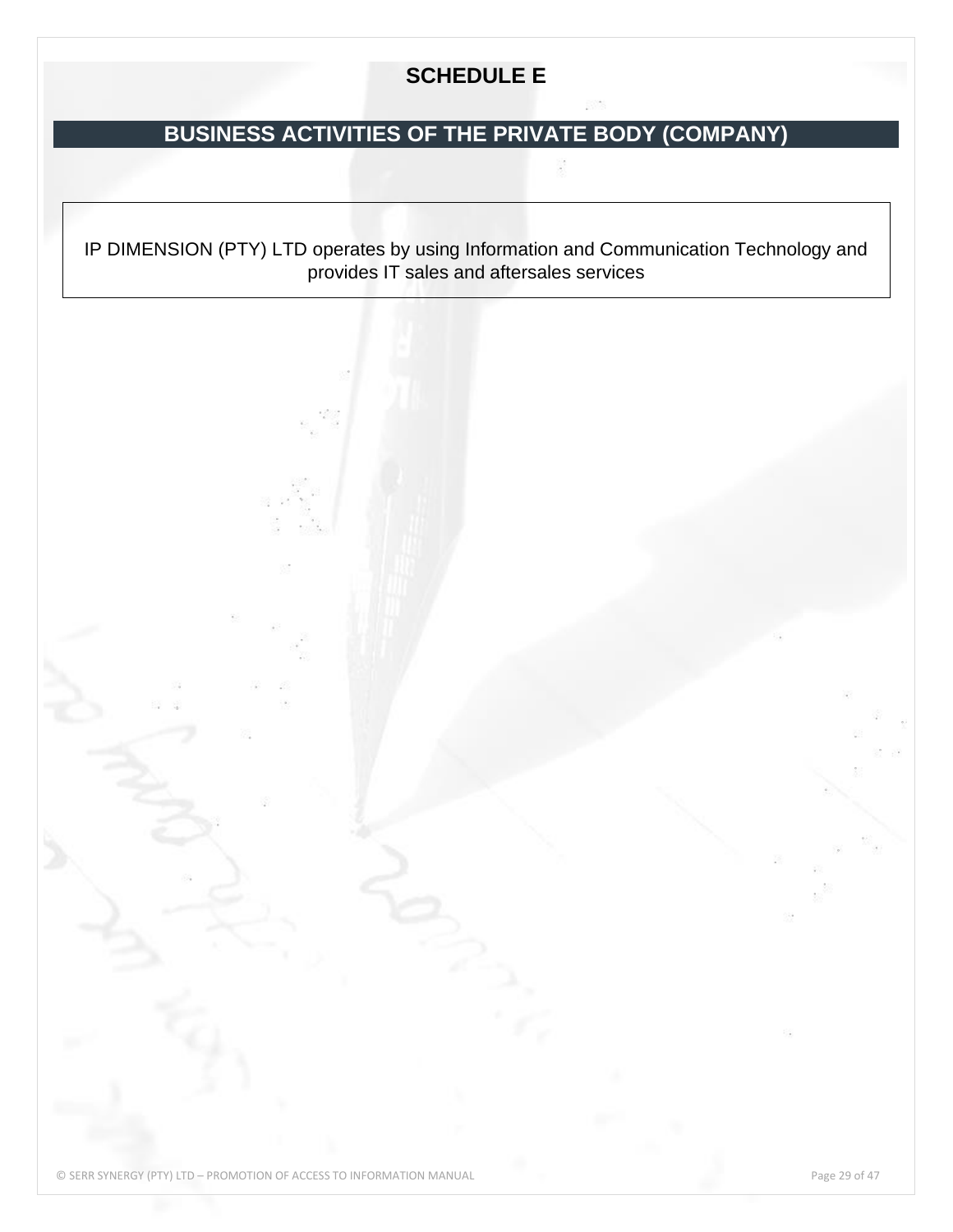# SCHEDULE E

## BUSINESS ACTIVITIES OF THE PRIVATE BODY (COMPANY)

IP DIMENSION (PTY) LTD operates by using Information and Communication Technology and provides IT sales and aftersales services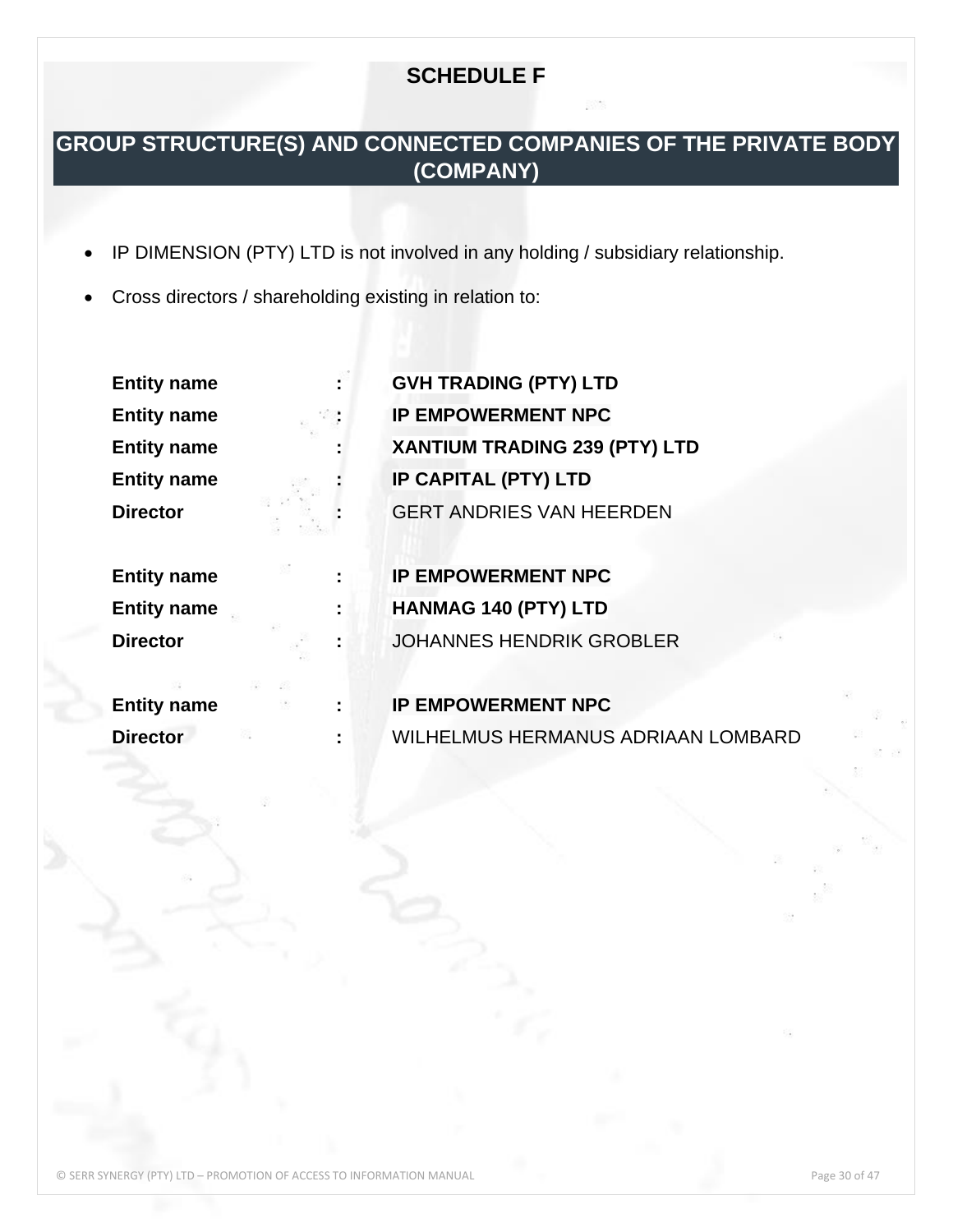# SCHEDULE F

## GROUP STRUCTURE(S) AND CONNECTED COMPANIES OF THE PRIVATE BODY (COMPANY)

- IP DIMENSION (PTY) LTD is not involved in any holding / subsidiary relationship.
- Cross directors / shareholding existing in relation to:

| | | |
|---|---|---|
| **Entity name** | **:** | **GVH TRADING (PTY) LTD** |
| **Entity name** | **:** | **IP EMPOWERMENT NPC** |
| **Entity name** | **:** | **XANTIUM TRADING 239 (PTY) LTD** |
| **Entity name** | **:** | **IP CAPITAL (PTY) LTD** |
| **Director** | **:** | GERT ANDRIES VAN HEERDEN |
| | | |
| **Entity name** | **:** | **IP EMPOWERMENT NPC** |
| **Entity name** | **:** | **HANMAG 140 (PTY) LTD** |
| **Director** | **:** | JOHANNES HENDRIK GROBLER |
| | | |
| **Entity name** | **:** | **IP EMPOWERMENT NPC** |
| **Director** | **:** | WILHELMUS HERMANUS ADRIAAN LOMBARD |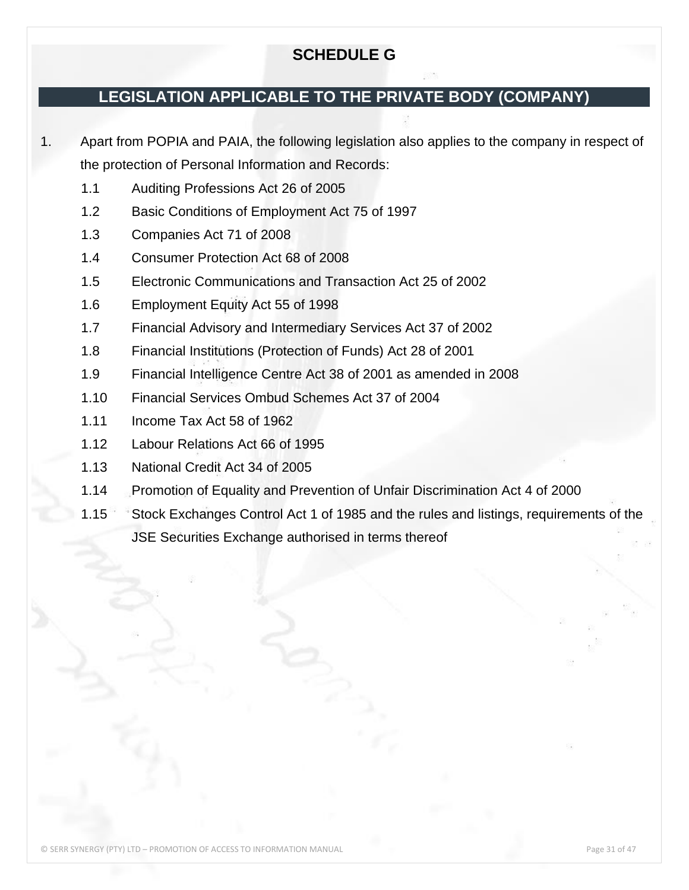# SCHEDULE G

## LEGISLATION APPLICABLE TO THE PRIVATE BODY (COMPANY)

1. Apart from POPIA and PAIA, the following legislation also applies to the company in respect of the protection of Personal Information and Records:
   - 1.1 Auditing Professions Act 26 of 2005
   - 1.2 Basic Conditions of Employment Act 75 of 1997
   - 1.3 Companies Act 71 of 2008
   - 1.4 Consumer Protection Act 68 of 2008
   - 1.5 Electronic Communications and Transaction Act 25 of 2002
   - 1.6 Employment Equity Act 55 of 1998
   - 1.7 Financial Advisory and Intermediary Services Act 37 of 2002
   - 1.8 Financial Institutions (Protection of Funds) Act 28 of 2001
   - 1.9 Financial Intelligence Centre Act 38 of 2001 as amended in 2008
   - 1.10 Financial Services Ombud Schemes Act 37 of 2004
   - 1.11 Income Tax Act 58 of 1962
   - 1.12 Labour Relations Act 66 of 1995
   - 1.13 National Credit Act 34 of 2005
   - 1.14 Promotion of Equality and Prevention of Unfair Discrimination Act 4 of 2000
   - 1.15 Stock Exchanges Control Act 1 of 1985 and the rules and listings, requirements of the JSE Securities Exchange authorised in terms thereof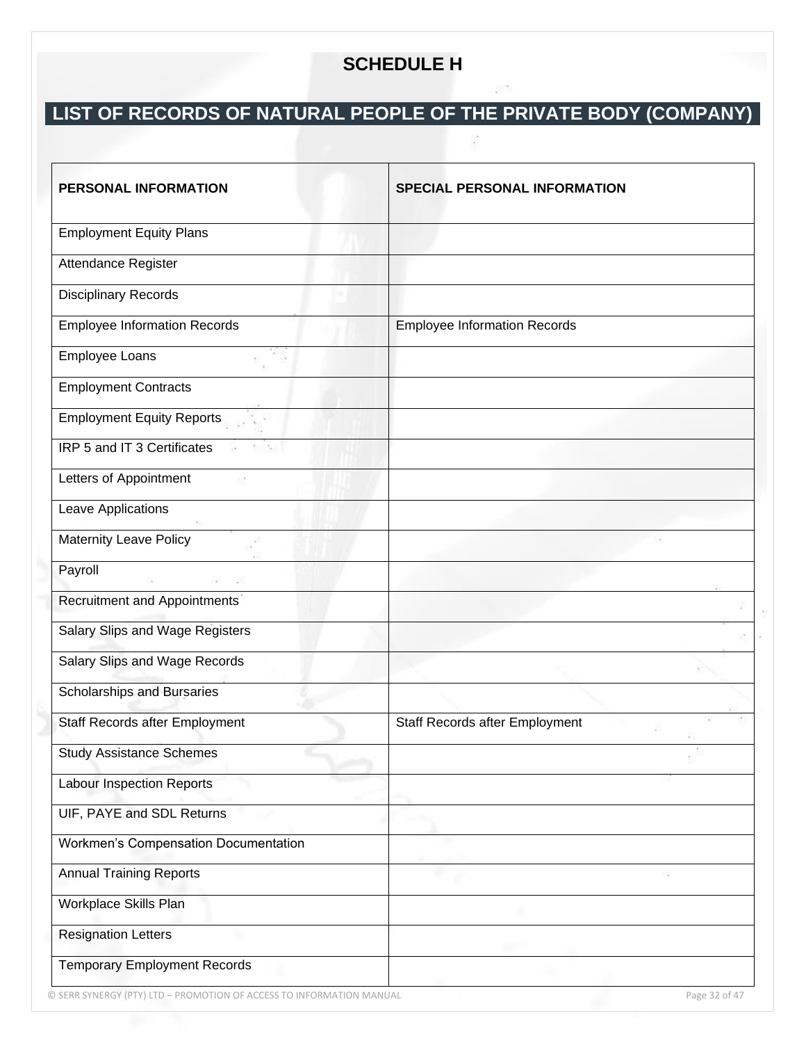# SCHEDULE H

## LIST OF RECORDS OF NATURAL PEOPLE OF THE PRIVATE BODY (COMPANY)

| PERSONAL INFORMATION | SPECIAL PERSONAL INFORMATION |
|---|---|
| Employment Equity Plans | |
| Attendance Register | |
| Disciplinary Records | |
| Employee Information Records | Employee Information Records |
| Employee Loans | |
| Employment Contracts | |
| Employment Equity Reports | |
| IRP 5 and IT 3 Certificates | |
| Letters of Appointment | |
| Leave Applications | |
| Maternity Leave Policy | |
| Payroll | |
| Recruitment and Appointments | |
| Salary Slips and Wage Registers | |
| Salary Slips and Wage Records | |
| Scholarships and Bursaries | |
| Staff Records after Employment | Staff Records after Employment |
| Study Assistance Schemes | |
| Labour Inspection Reports | |
| UIF, PAYE and SDL Returns | |
| Workmen's Compensation Documentation | |
| Annual Training Reports | |
| Workplace Skills Plan | |
| Resignation Letters | |
| Temporary Employment Records | |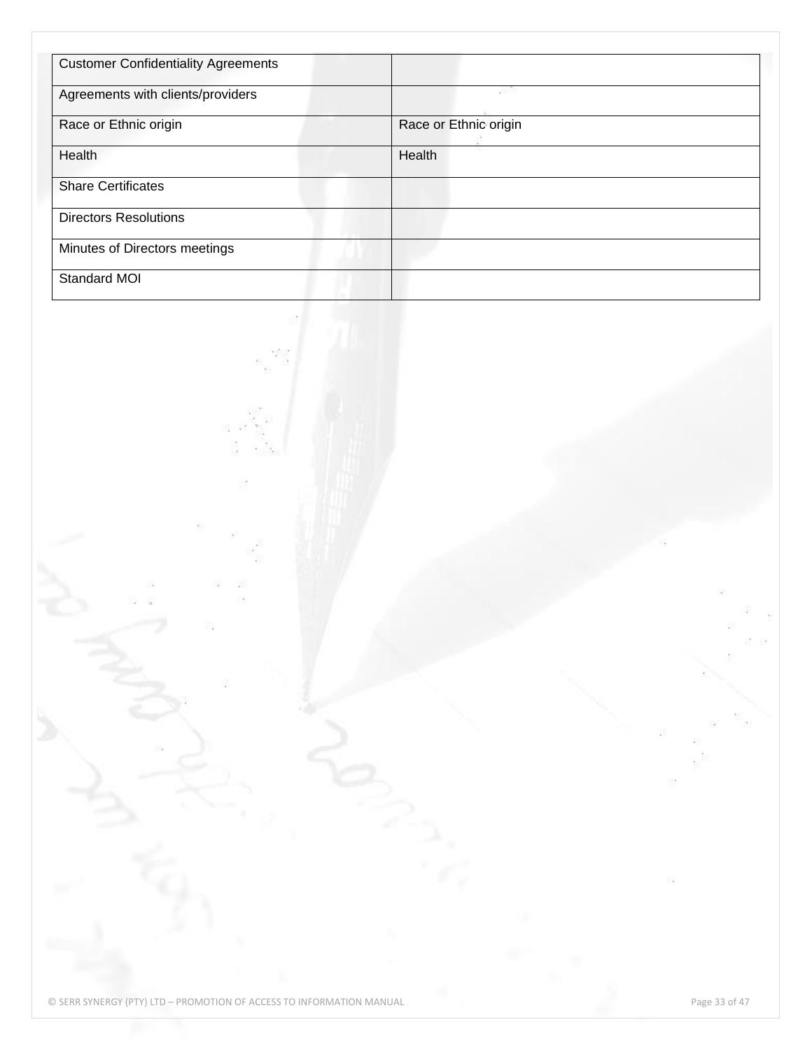| Customer Confidentiality Agreements | |
|---|---|
| Agreements with clients/providers | |
| Race or Ethnic origin | Race or Ethnic origin |
| Health | Health |
| Share Certificates | |
| Directors Resolutions | |
| Minutes of Directors meetings | |
| Standard MOI | |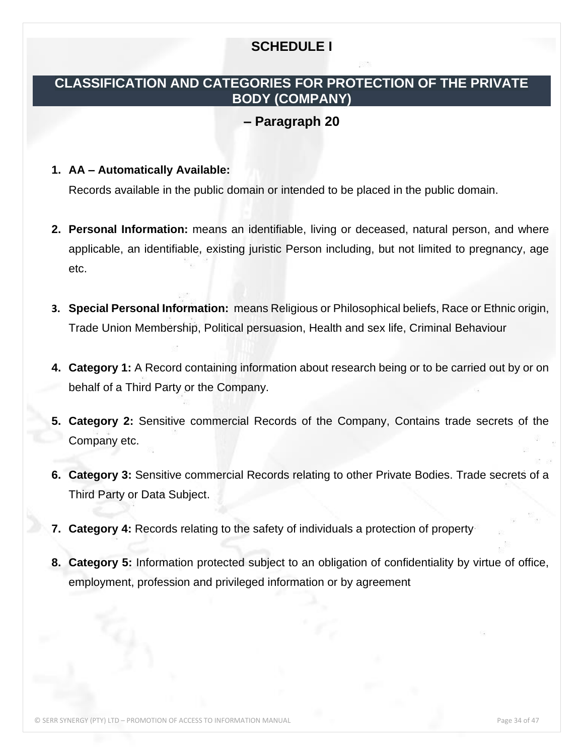# SCHEDULE I

## CLASSIFICATION AND CATEGORIES FOR PROTECTION OF THE PRIVATE BODY (COMPANY)

### – Paragraph 20

1. **AA – Automatically Available:**
   Records available in the public domain or intended to be placed in the public domain.

2. **Personal Information:** means an identifiable, living or deceased, natural person, and where applicable, an identifiable, existing juristic Person including, but not limited to pregnancy, age etc.

3. **Special Personal Information:** means Religious or Philosophical beliefs, Race or Ethnic origin, Trade Union Membership, Political persuasion, Health and sex life, Criminal Behaviour

4. **Category 1:** A Record containing information about research being or to be carried out by or on behalf of a Third Party or the Company.

5. **Category 2:** Sensitive commercial Records of the Company, Contains trade secrets of the Company etc.

6. **Category 3:** Sensitive commercial Records relating to other Private Bodies. Trade secrets of a Third Party or Data Subject.

7. **Category 4:** Records relating to the safety of individuals a protection of property

8. **Category 5:** Information protected subject to an obligation of confidentiality by virtue of office, employment, profession and privileged information or by agreement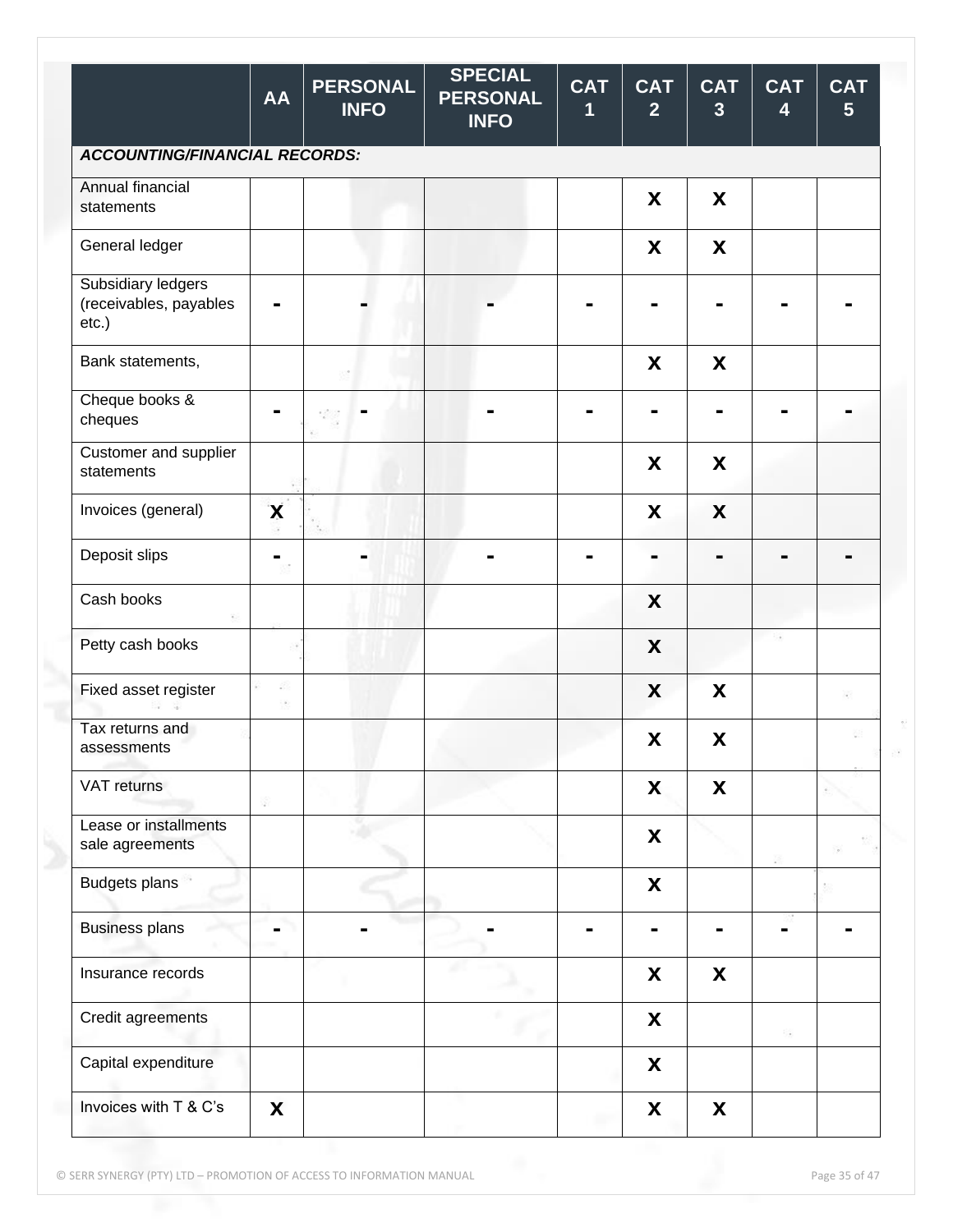| | AA | PERSONAL INFO | SPECIAL PERSONAL INFO | CAT 1 | CAT 2 | CAT 3 | CAT 4 | CAT 5 |
|---|---|---|---|---|---|---|---|---|
| ***ACCOUNTING/FINANCIAL RECORDS:*** | | | | | | | | |
| Annual financial statements | | | | | X | X | | |
| General ledger | | | | | X | X | | |
| Subsidiary ledgers (receivables, payables etc.) | - | - | - | - | - | - | - | - |
| Bank statements, | | | | | X | X | | |
| Cheque books & cheques | - | - | - | - | - | - | - | - |
| Customer and supplier statements | | | | | X | X | | |
| Invoices (general) | X | | | | X | X | | |
| Deposit slips | - | - | - | - | - | - | - | - |
| Cash books | | | | | X | | | |
| Petty cash books | | | | | X | | | |
| Fixed asset register | | | | | X | X | | |
| Tax returns and assessments | | | | | X | X | | |
| VAT returns | | | | | X | X | | |
| Lease or installments sale agreements | | | | | X | | | |
| Budgets plans | | | | | X | | | |
| Business plans | - | - | - | - | - | - | - | - |
| Insurance records | | | | | X | X | | |
| Credit agreements | | | | | X | | | |
| Capital expenditure | | | | | X | | | |
| Invoices with T & C's | X | | | | X | X | | |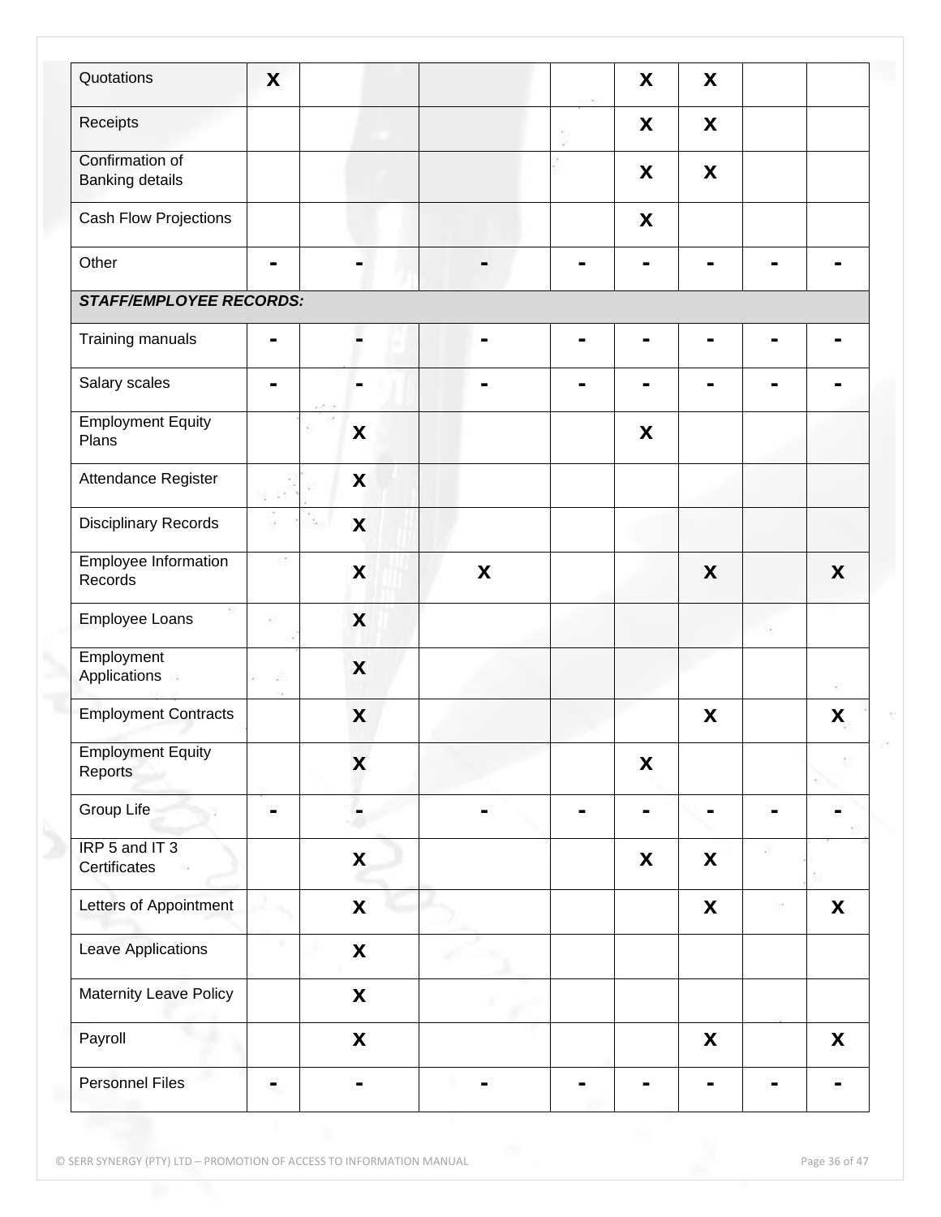| | | | | | | | | |
|---|---|---|---|---|---|---|---|---|
| Quotations | X | | | | X | X | | |
| Receipts | | | | | X | X | | |
| Confirmation of Banking details | | | | | X | X | | |
| Cash Flow Projections | | | | | X | | | |
| Other | - | - | - | - | - | - | - | - |
| ***STAFF/EMPLOYEE RECORDS:*** | | | | | | | | |
| Training manuals | - | - | - | - | - | - | - | - |
| Salary scales | - | - | - | - | - | - | - | - |
| Employment Equity Plans | | X | | | X | | | |
| Attendance Register | | X | | | | | | |
| Disciplinary Records | | X | | | | | | |
| Employee Information Records | | X | X | | | X | | X |
| Employee Loans | | X | | | | | | |
| Employment Applications | | X | | | | | | |
| Employment Contracts | | X | | | | X | | X |
| Employment Equity Reports | | X | | | X | | | |
| Group Life | - | - | - | - | - | - | - | - |
| IRP 5 and IT 3 Certificates | | X | | | X | X | | |
| Letters of Appointment | | X | | | | X | | X |
| Leave Applications | | X | | | | | | |
| Maternity Leave Policy | | X | | | | | | |
| Payroll | | X | | | | X | | X |
| Personnel Files | - | - | - | - | - | - | - | - |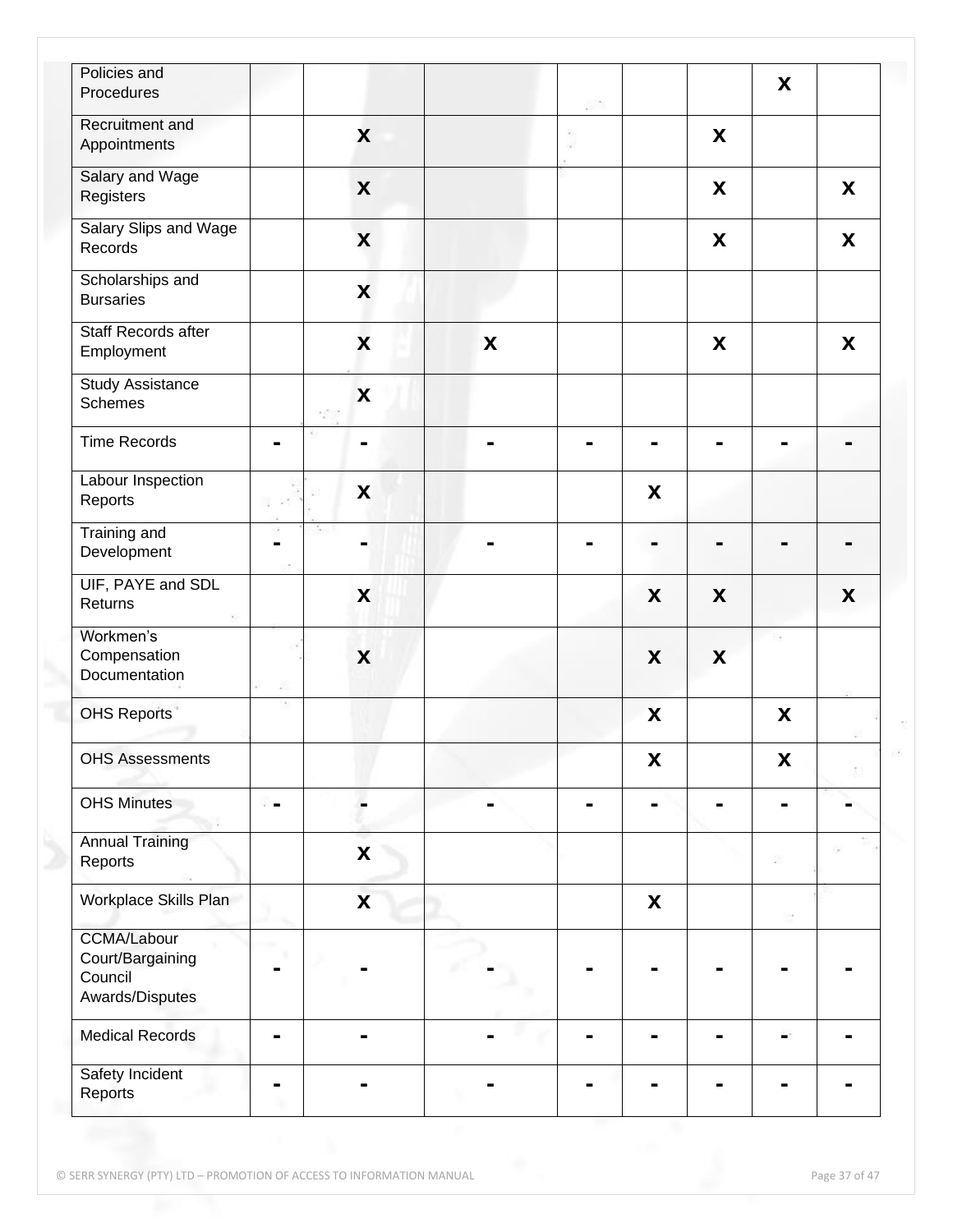| | | | | | | | | |
|---|---|---|---|---|---|---|---|---|
| Policies and Procedures | | | | | | | X | |
| Recruitment and Appointments | | X | | | | X | | |
| Salary and Wage Registers | | X | | | | X | | X |
| Salary Slips and Wage Records | | X | | | | X | | X |
| Scholarships and Bursaries | | X | | | | | | |
| Staff Records after Employment | | X | X | | | X | | X |
| Study Assistance Schemes | | X | | | | | | |
| Time Records | - | - | - | - | - | - | - | - |
| Labour Inspection Reports | | X | | | X | | | |
| Training and Development | - | - | - | - | - | - | - | - |
| UIF, PAYE and SDL Returns | | X | | | X | X | | X |
| Workmen's Compensation Documentation | | X | | | X | X | | |
| OHS Reports | | | | | X | | X | |
| OHS Assessments | | | | | X | | X | |
| OHS Minutes | - | - | - | - | - | - | - | - |
| Annual Training Reports | | X | | | | | | |
| Workplace Skills Plan | | X | | | X | | | |
| CCMA/Labour Court/Bargaining Council Awards/Disputes | - | - | - | - | - | - | - | - |
| Medical Records | - | - | - | - | - | - | - | - |
| Safety Incident Reports | - | - | - | - | - | - | - | - |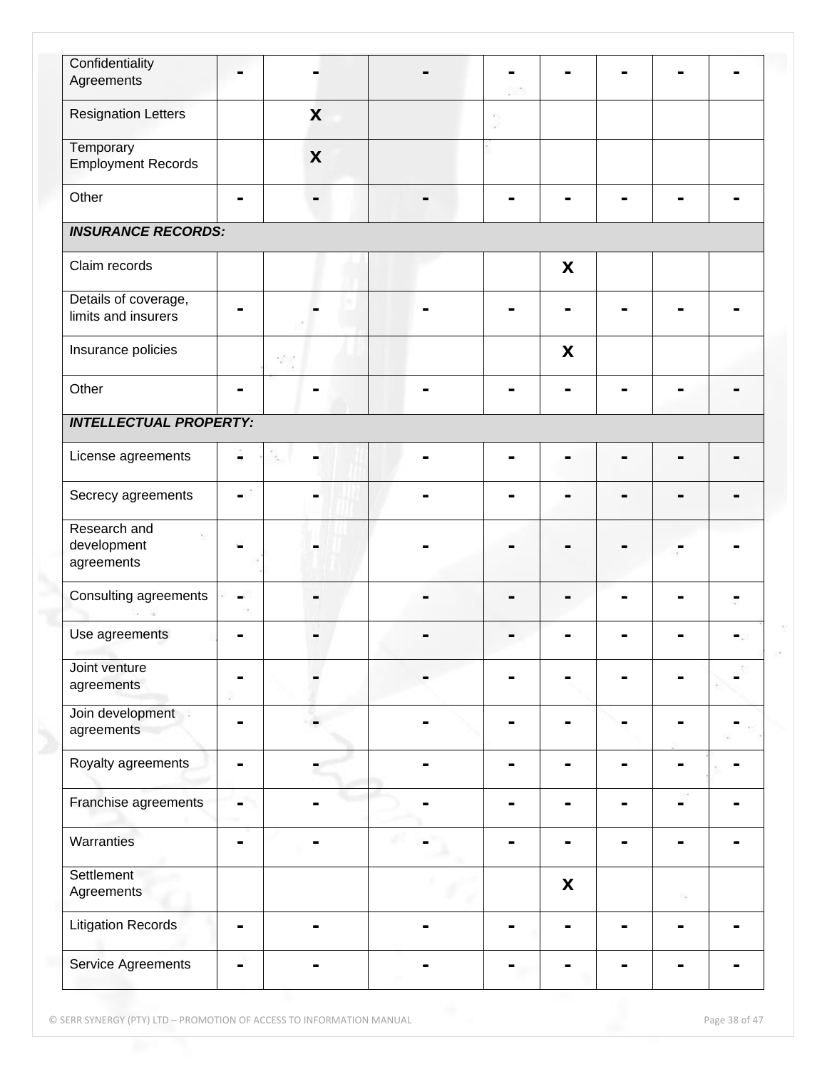| Confidentiality Agreements | - | - | - | - | - | - | - | - |
|---|---|---|---|---|---|---|---|---|
| Resignation Letters | | x | | | | | | |
| Temporary Employment Records | | x | | | | | | |
| Other | - | - | - | - | - | - | - | - |
| ***INSURANCE RECORDS:*** | | | | | | | | |
| Claim records | | | | | x | | | |
| Details of coverage, limits and insurers | - | - | - | - | - | - | - | - |
| Insurance policies | | | | | x | | | |
| Other | - | - | - | - | - | - | - | - |
| ***INTELLECTUAL PROPERTY:*** | | | | | | | | |
| License agreements | - | - | - | - | - | - | - | - |
| Secrecy agreements | - | - | - | - | - | - | - | - |
| Research and development agreements | - | - | - | - | - | - | - | - |
| Consulting agreements | - | - | - | - | - | - | - | - |
| Use agreements | - | - | - | - | - | - | - | - |
| Joint venture agreements | - | - | - | - | - | - | - | - |
| Join development agreements | - | - | - | - | - | - | - | - |
| Royalty agreements | - | - | - | - | - | - | - | - |
| Franchise agreements | - | - | - | - | - | - | - | - |
| Warranties | - | - | - | - | - | - | - | - |
| Settlement Agreements | | | | | x | | | |
| Litigation Records | - | - | - | - | - | - | - | - |
| Service Agreements | - | - | - | - | - | - | - | - |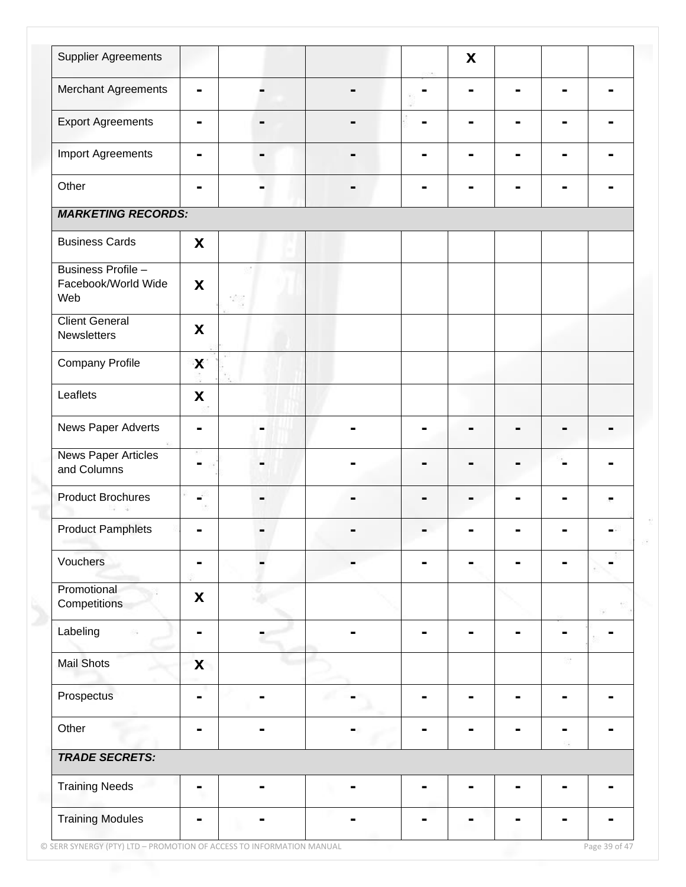| | | | | | | | | |
|---|---|---|---|---|---|---|---|---|
| Supplier Agreements | | | | | X | | | |
| Merchant Agreements | - | - | - | - | - | - | - | - |
| Export Agreements | - | - | - | - | - | - | - | - |
| Import Agreements | - | - | - | - | - | - | - | - |
| Other | - | - | - | - | - | - | - | - |
| ***MARKETING RECORDS:*** | | | | | | | | |
| Business Cards | X | | | | | | | |
| Business Profile – Facebook/World Wide Web | X | | | | | | | |
| Client General Newsletters | X | | | | | | | |
| Company Profile | X | | | | | | | |
| Leaflets | X | | | | | | | |
| News Paper Adverts | - | - | - | - | - | - | - | - |
| News Paper Articles and Columns | - | - | - | - | - | - | - | - |
| Product Brochures | - | - | - | - | - | - | - | - |
| Product Pamphlets | - | - | - | - | - | - | - | - |
| Vouchers | - | - | - | - | - | - | - | - |
| Promotional Competitions | X | | | | | | | |
| Labeling | - | - | - | - | - | - | - | - |
| Mail Shots | X | | | | | | | |
| Prospectus | - | - | - | - | - | - | - | - |
| Other | - | - | - | - | - | - | - | - |
| ***TRADE SECRETS:*** | | | | | | | | |
| Training Needs | - | - | - | - | - | - | - | - |
| Training Modules | - | - | - | - | - | - | - | - |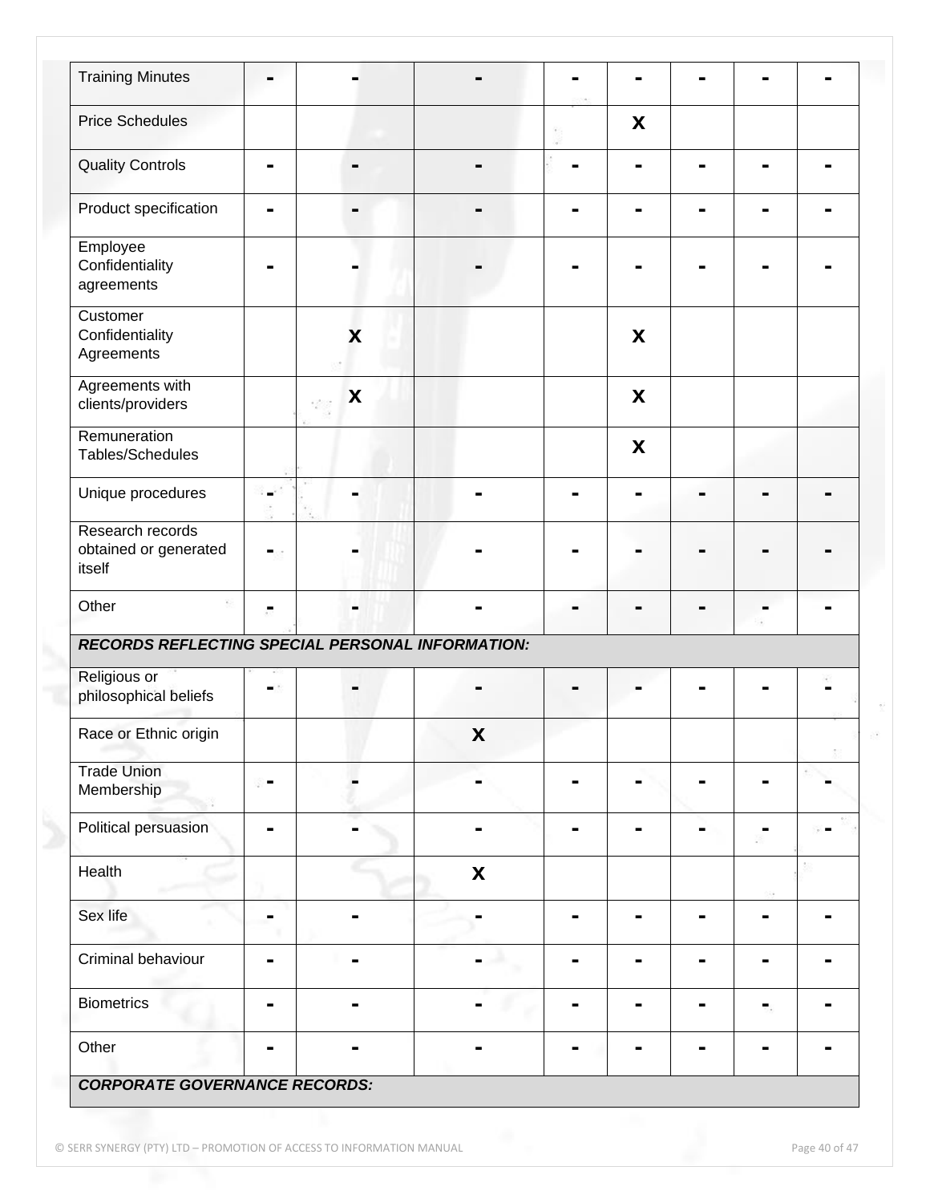| | | | | | | | | |
|---|---|---|---|---|---|---|---|---|
| Training Minutes | - | - | - | - | - | - | - | - |
| Price Schedules | | | | | X | | | |
| Quality Controls | - | - | - | - | - | - | - | - |
| Product specification | - | - | - | - | - | - | - | - |
| Employee Confidentiality agreements | - | - | - | - | - | - | - | - |
| Customer Confidentiality Agreements | | X | | | X | | | |
| Agreements with clients/providers | | X | | | X | | | |
| Remuneration Tables/Schedules | | | | | X | | | |
| Unique procedures | - | - | - | - | - | - | - | - |
| Research records obtained or generated itself | - | - | - | - | - | - | - | - |
| Other | - | - | - | - | - | - | - | - |
| ***RECORDS REFLECTING SPECIAL PERSONAL INFORMATION:*** | | | | | | | | |
| Religious or philosophical beliefs | - | - | - | - | - | - | - | - |
| Race or Ethnic origin | | | X | | | | | |
| Trade Union Membership | - | - | - | - | - | - | - | - |
| Political persuasion | - | - | - | - | - | - | - | - |
| Health | | | X | | | | | |
| Sex life | - | - | - | - | - | - | - | - |
| Criminal behaviour | - | - | - | - | - | - | - | - |
| Biometrics | - | - | - | - | - | - | - | - |
| Other | - | - | - | - | - | - | - | - |
| ***CORPORATE GOVERNANCE RECORDS:*** | | | | | | | | |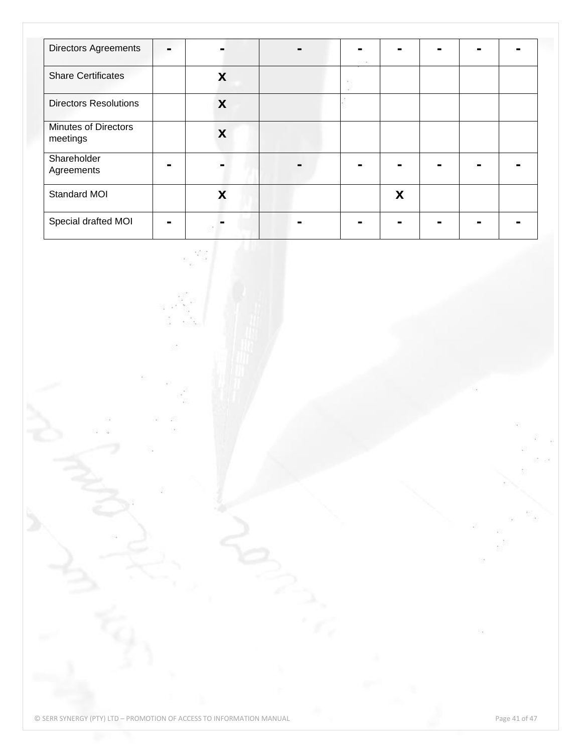| | | | | | | | | |
|---|---|---|---|---|---|---|---|---|
| Directors Agreements | - | - | - | - | - | - | - | - |
| Share Certificates | | x | | | | | | |
| Directors Resolutions | | x | | | | | | |
| Minutes of Directors meetings | | x | | | | | | |
| Shareholder Agreements | - | - | - | - | - | - | - | - |
| Standard MOI | | x | | | x | | | |
| Special drafted MOI | - | - | - | - | - | - | - | - |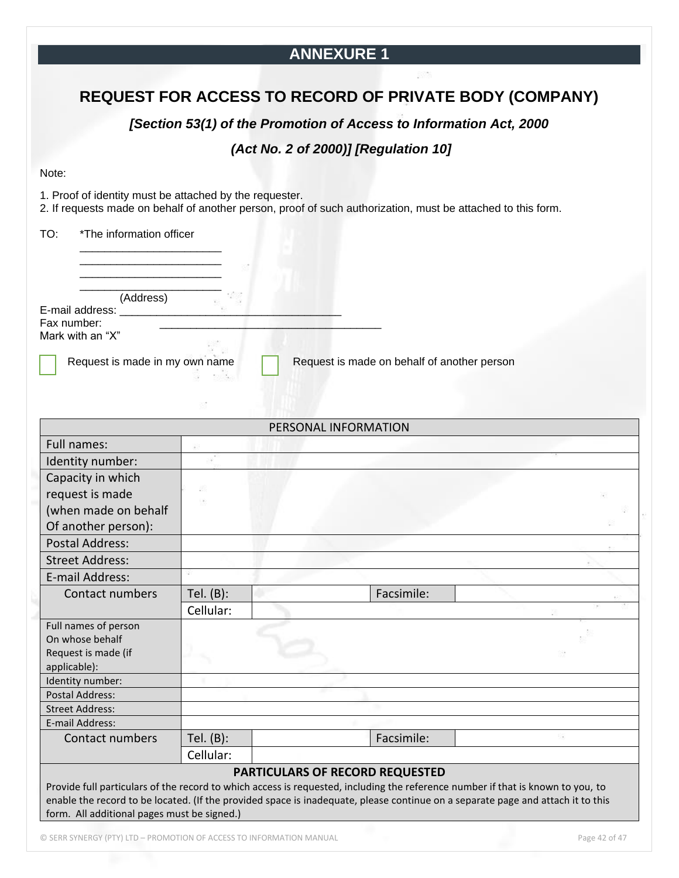# ANNEXURE 1

## REQUEST FOR ACCESS TO RECORD OF PRIVATE BODY (COMPANY)

***[Section 53(1) of the Promotion of Access to Information Act, 2000***

***(Act No. 2 of 2000)] [Regulation 10]***

Note:

1. Proof of identity must be attached by the requester.
2. If requests made on behalf of another person, proof of such authorization, must be attached to this form.

TO: *The information officer

_______________________
_______________________
_______________________
_______________________
(Address)

E-mail address: ____________________________________

Fax number: ____________________________________

Mark with an "X"

☐ Request is made in my own name ☐ Request is made on behalf of another person

| PERSONAL INFORMATION | | | | |
|---|---|---|---|---|
| Full names: | | | | |
| Identity number: | | | | |
| Capacity in which request is made (when made on behalf Of another person): | | | | |
| Postal Address: | | | | |
| Street Address: | | | | |
| E-mail Address: | | | | |
| Contact numbers | Tel. (B): | | Facsimile: | |
| | Cellular: | | | |
| Full names of person On whose behalf Request is made (if applicable): | | | | |
| Identity number: | | | | |
| Postal Address: | | | | |
| Street Address: | | | | |
| E-mail Address: | | | | |
| Contact numbers | Tel. (B): | | Facsimile: | |
| | Cellular: | | | |

**PARTICULARS OF RECORD REQUESTED**

Provide full particulars of the record to which access is requested, including the reference number if that is known to you, to enable the record to be located. (If the provided space is inadequate, please continue on a separate page and attach it to this form. All additional pages must be signed.)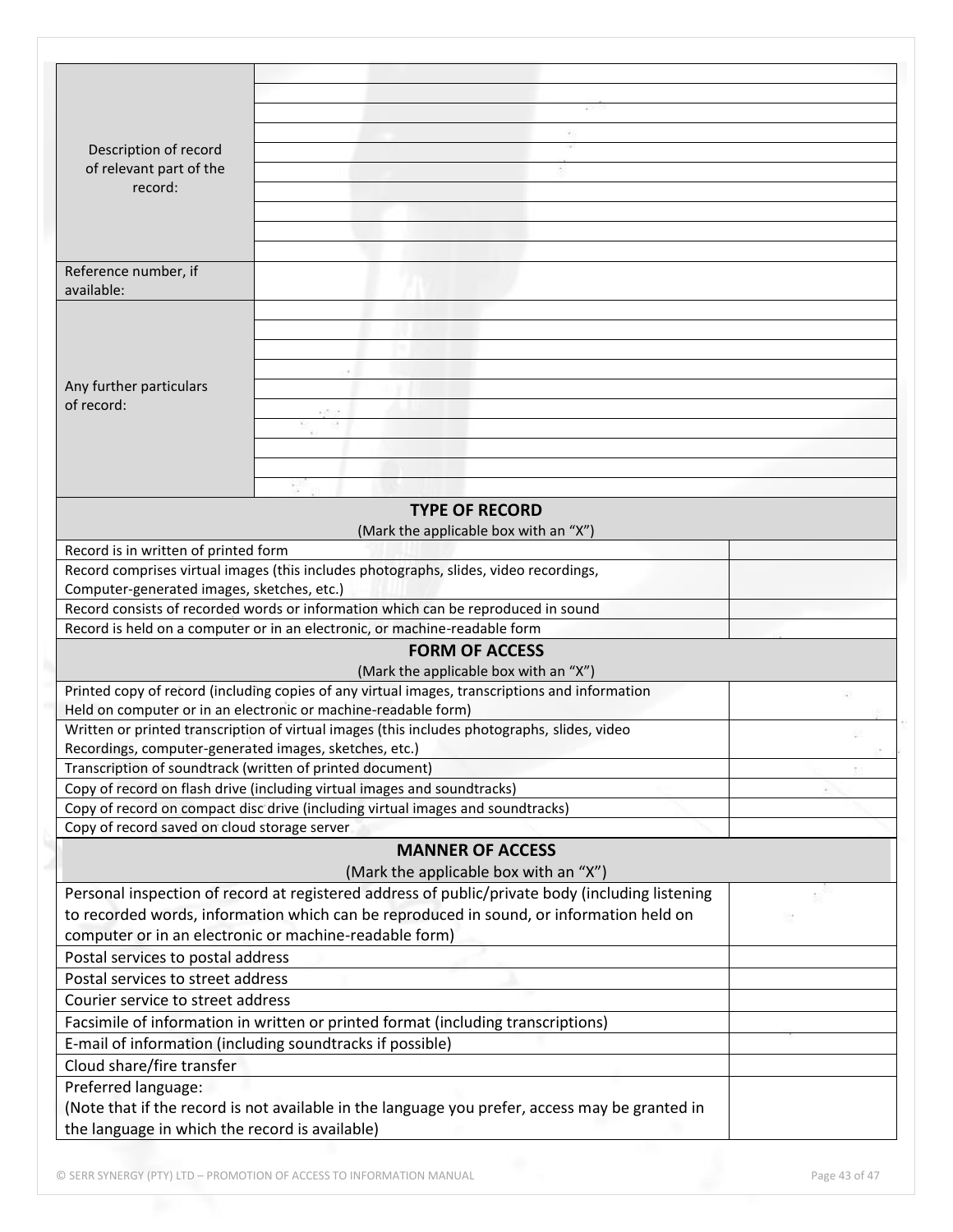| | |
|---|---|
| Description of record of relevant part of the record: | |
| Reference number, if available: | |
| Any further particulars of record: | |

| TYPE OF RECORD<br>(Mark the applicable box with an "X") | |
|---|---|
| Record is in written of printed form | |
| Record comprises virtual images (this includes photographs, slides, video recordings, Computer-generated images, sketches, etc.) | |
| Record consists of recorded words or information which can be reproduced in sound | |
| Record is held on a computer or in an electronic, or machine-readable form | |

| FORM OF ACCESS<br>(Mark the applicable box with an "X") | |
|---|---|
| Printed copy of record (including copies of any virtual images, transcriptions and information Held on computer or in an electronic or machine-readable form) | |
| Written or printed transcription of virtual images (this includes photographs, slides, video Recordings, computer-generated images, sketches, etc.) | |
| Transcription of soundtrack (written of printed document) | |
| Copy of record on flash drive (including virtual images and soundtracks) | |
| Copy of record on compact disc drive (including virtual images and soundtracks) | |
| Copy of record saved on cloud storage server | |

| MANNER OF ACCESS<br>(Mark the applicable box with an "X") | |
|---|---|
| Personal inspection of record at registered address of public/private body (including listening to recorded words, information which can be reproduced in sound, or information held on computer or in an electronic or machine-readable form) | |
| Postal services to postal address | |
| Postal services to street address | |
| Courier service to street address | |
| Facsimile of information in written or printed format (including transcriptions) | |
| E-mail of information (including soundtracks if possible) | |
| Cloud share/fire transfer | |
| Preferred language:<br>(Note that if the record is not available in the language you prefer, access may be granted in the language in which the record is available) | |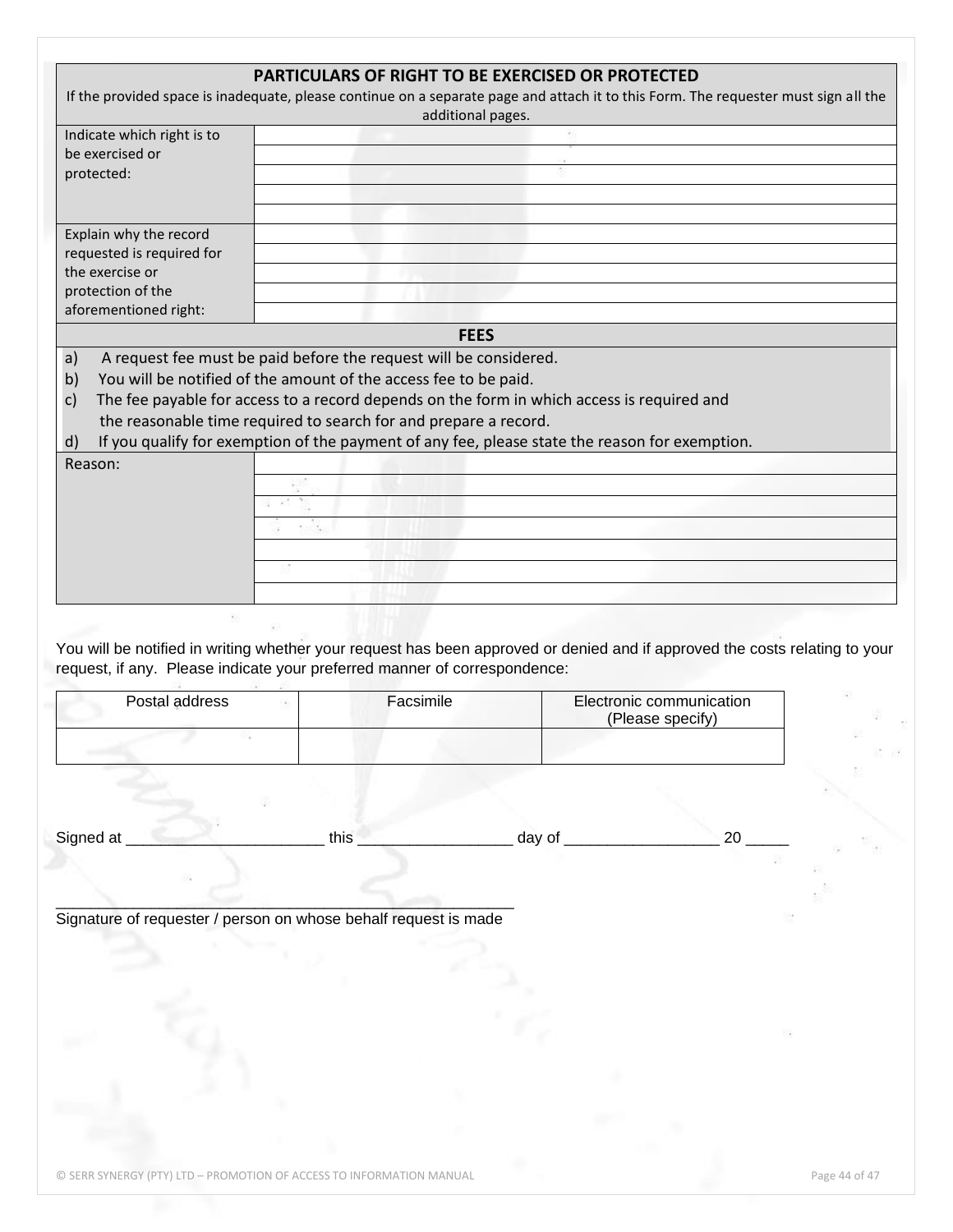| PARTICULARS OF RIGHT TO BE EXERCISED OR PROTECTED<br>If the provided space is inadequate, please continue on a separate page and attach it to this Form. The requester must sign all the additional pages. | |
|---|---|
| Indicate which right is to be exercised or protected: | |
| | |
| | |
| | |
| | |
| Explain why the record requested is required for the exercise or protection of the aforementioned right: | |
| | |
| | |
| | |
| | |

| FEES | |
|---|---|
| a) A request fee must be paid before the request will be considered.<br>b) You will be notified of the amount of the access fee to be paid.<br>c) The fee payable for access to a record depends on the form in which access is required and the reasonable time required to search for and prepare a record.<br>d) If you qualify for exemption of the payment of any fee, please state the reason for exemption. | |
| Reason: | |
| | |
| | |
| | |
| | |
| | |
| | |

You will be notified in writing whether your request has been approved or denied and if approved the costs relating to your request, if any. Please indicate your preferred manner of correspondence:

| Postal address | Facsimile | Electronic communication (Please specify) |
|---|---|---|
| | | |

Signed at _______________________ this __________________ day of __________________ 20 _____

_____________________________________________________

Signature of requester / person on whose behalf request is made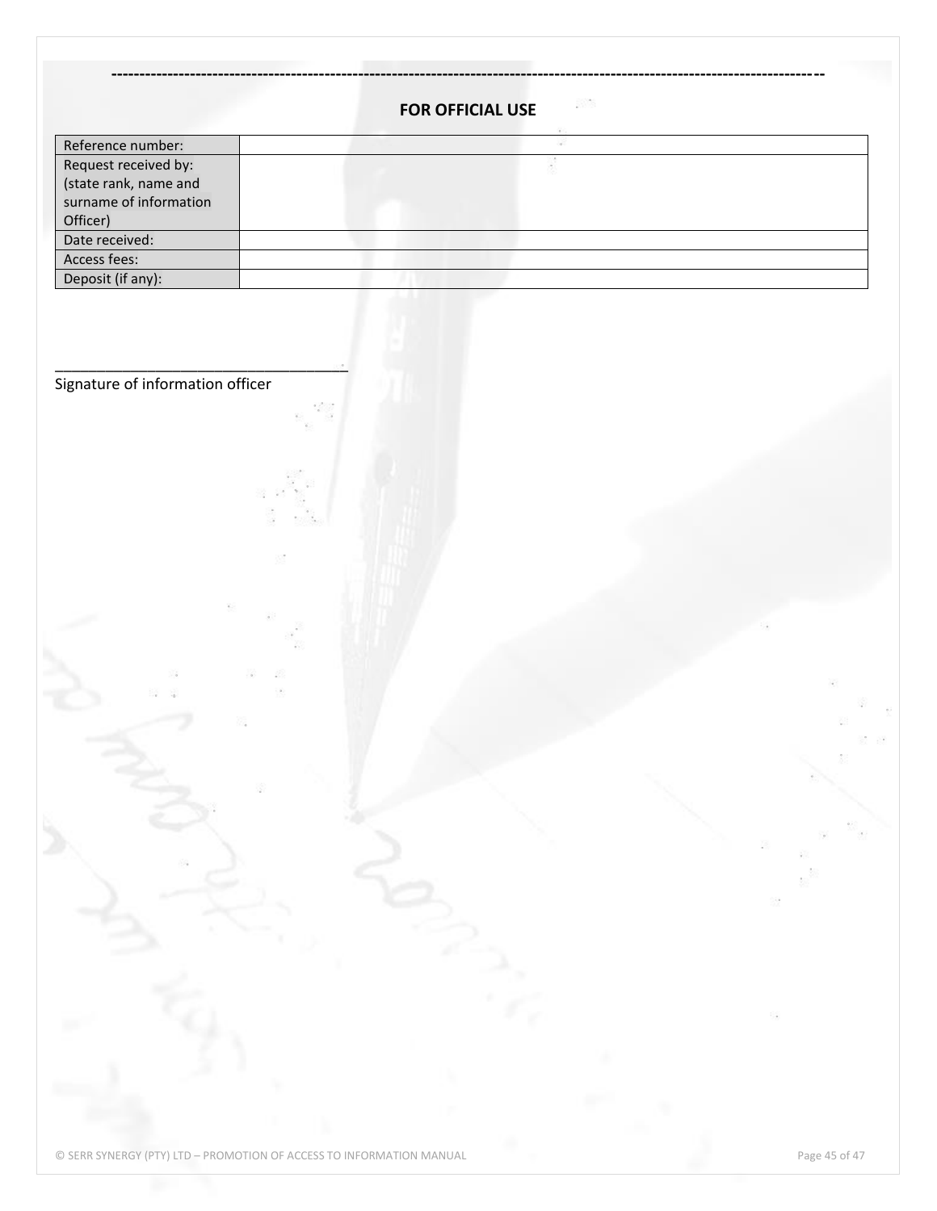---

**FOR OFFICIAL USE**

| Reference number: | |
|---|---|
| Request received by: (state rank, name and surname of information Officer) | |
| Date received: | |
| Access fees: | |
| Deposit (if any): | |

___________________________________
Signature of information officer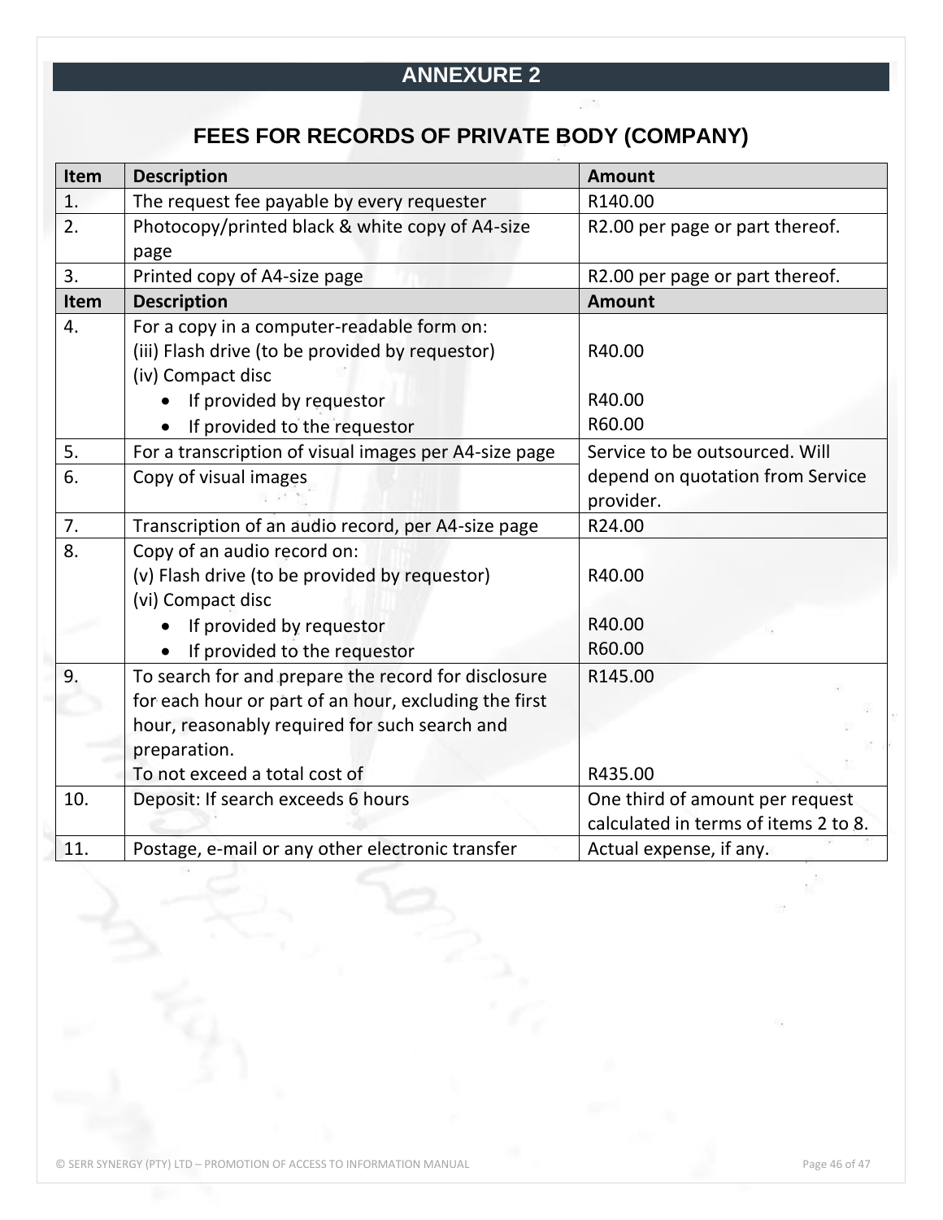# ANNEXURE 2

## FEES FOR RECORDS OF PRIVATE BODY (COMPANY)

| Item | Description | Amount |
|---|---|---|
| 1. | The request fee payable by every requester | R140.00 |
| 2. | Photocopy/printed black & white copy of A4-size page | R2.00 per page or part thereof. |
| 3. | Printed copy of A4-size page | R2.00 per page or part thereof. |
| **Item** | **Description** | **Amount** |
| 4. | For a copy in a computer-readable form on:<br>(iii) Flash drive (to be provided by requestor)<br>(iv) Compact disc<br>• If provided by requestor<br>• If provided to the requestor | <br>R40.00<br><br>R40.00<br>R60.00 |
| 5. | For a transcription of visual images per A4-size page | Service to be outsourced. Will depend on quotation from Service provider. |
| 6. | Copy of visual images | |
| 7. | Transcription of an audio record, per A4-size page | R24.00 |
| 8. | Copy of an audio record on:<br>(v) Flash drive (to be provided by requestor)<br>(vi) Compact disc<br>• If provided by requestor<br>• If provided to the requestor | <br>R40.00<br><br>R40.00<br>R60.00 |
| 9. | To search for and prepare the record for disclosure for each hour or part of an hour, excluding the first hour, reasonably required for such search and preparation.<br>To not exceed a total cost of | R145.00<br><br><br><br>R435.00 |
| 10. | Deposit: If search exceeds 6 hours | One third of amount per request calculated in terms of items 2 to 8. |
| 11. | Postage, e-mail or any other electronic transfer | Actual expense, if any. |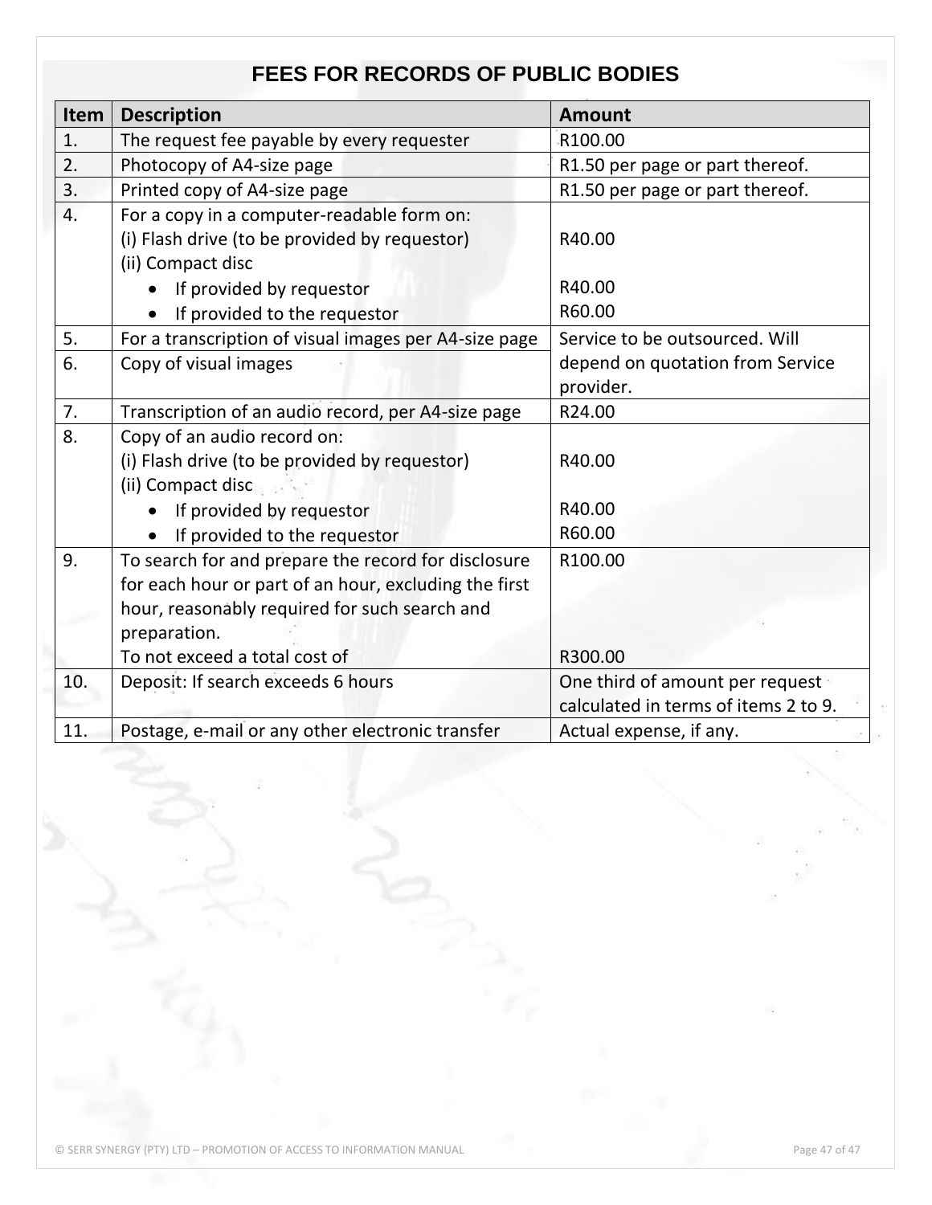## FEES FOR RECORDS OF PUBLIC BODIES

| Item | Description | Amount |
|---|---|---|
| 1. | The request fee payable by every requester | R100.00 |
| 2. | Photocopy of A4-size page | R1.50 per page or part thereof. |
| 3. | Printed copy of A4-size page | R1.50 per page or part thereof. |
| 4. | For a copy in a computer-readable form on:<br>(i) Flash drive (to be provided by requestor)<br>(ii) Compact disc<br>• If provided by requestor<br>• If provided to the requestor | <br>R40.00<br><br>R40.00<br>R60.00 |
| 5. | For a transcription of visual images per A4-size page | Service to be outsourced. Will depend on quotation from Service provider. |
| 6. | Copy of visual images | |
| 7. | Transcription of an audio record, per A4-size page | R24.00 |
| 8. | Copy of an audio record on:<br>(i) Flash drive (to be provided by requestor)<br>(ii) Compact disc<br>• If provided by requestor<br>• If provided to the requestor | <br>R40.00<br><br>R40.00<br>R60.00 |
| 9. | To search for and prepare the record for disclosure for each hour or part of an hour, excluding the first hour, reasonably required for such search and preparation.<br>To not exceed a total cost of | R100.00<br><br><br><br>R300.00 |
| 10. | Deposit: If search exceeds 6 hours | One third of amount per request calculated in terms of items 2 to 9. |
| 11. | Postage, e-mail or any other electronic transfer | Actual expense, if any. |